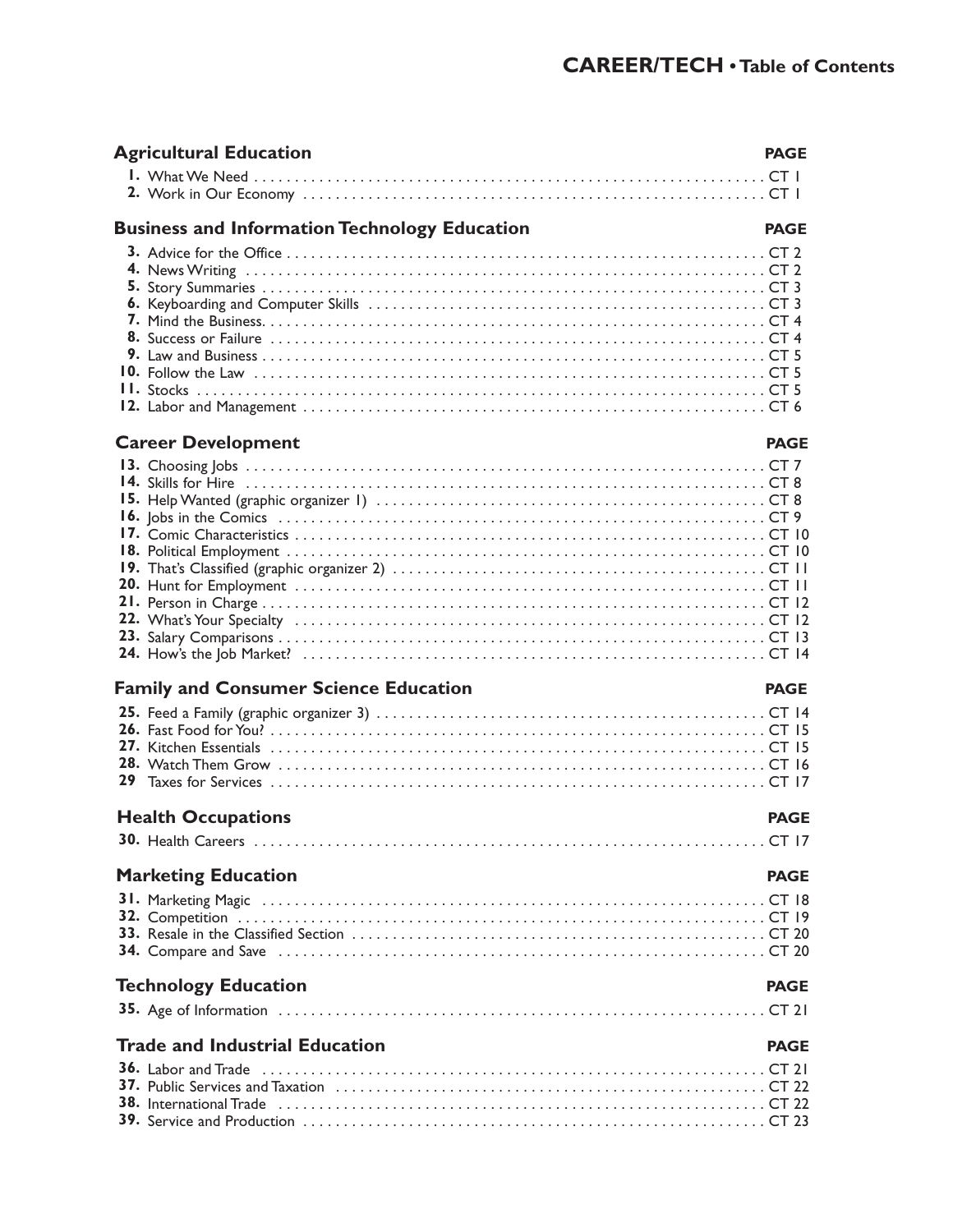# CAREER/TECH • Table of Contents

## Agricultural Education

| | PAGE |
|---|---|
| **1.** What We Need | CT 1 |
| **2.** Work in Our Economy | CT 1 |

## Business and Information Technology Education

| | PAGE |
|---|---|
| **3.** Advice for the Office | CT 2 |
| **4.** News Writing | CT 2 |
| **5.** Story Summaries | CT 3 |
| **6.** Keyboarding and Computer Skills | CT 3 |
| **7.** Mind the Business. | CT 4 |
| **8.** Success or Failure | CT 4 |
| **9.** Law and Business | CT 5 |
| **10.** Follow the Law | CT 5 |
| **11.** Stocks | CT 5 |
| **12.** Labor and Management | CT 6 |

## Career Development

| | PAGE |
|---|---|
| **13.** Choosing Jobs | CT 7 |
| **14.** Skills for Hire | CT 8 |
| **15.** Help Wanted (graphic organizer 1) | CT 8 |
| **16.** Jobs in the Comics | CT 9 |
| **17.** Comic Characteristics | CT 10 |
| **18.** Political Employment | CT 10 |
| **19.** That's Classified (graphic organizer 2) | CT 11 |
| **20.** Hunt for Employment | CT 11 |
| **21.** Person in Charge | CT 12 |
| **22.** What's Your Specialty | CT 12 |
| **23.** Salary Comparisons | CT 13 |
| **24.** How's the Job Market? | CT 14 |

## Family and Consumer Science Education

| | PAGE |
|---|---|
| **25.** Feed a Family (graphic organizer 3) | CT 14 |
| **26.** Fast Food for You? | CT 15 |
| **27.** Kitchen Essentials | CT 15 |
| **28.** Watch Them Grow | CT 16 |
| **29** Taxes for Services | CT 17 |

## Health Occupations

| | PAGE |
|---|---|
| **30.** Health Careers | CT 17 |

## Marketing Education

| | PAGE |
|---|---|
| **31.** Marketing Magic | CT 18 |
| **32.** Competition | CT 19 |
| **33.** Resale in the Classified Section | CT 20 |
| **34.** Compare and Save | CT 20 |

## Technology Education

| | PAGE |
|---|---|
| **35.** Age of Information | CT 21 |

## Trade and Industrial Education

| | PAGE |
|---|---|
| **36.** Labor and Trade | CT 21 |
| **37.** Public Services and Taxation | CT 22 |
| **38.** International Trade | CT 22 |
| **39.** Service and Production | CT 23 |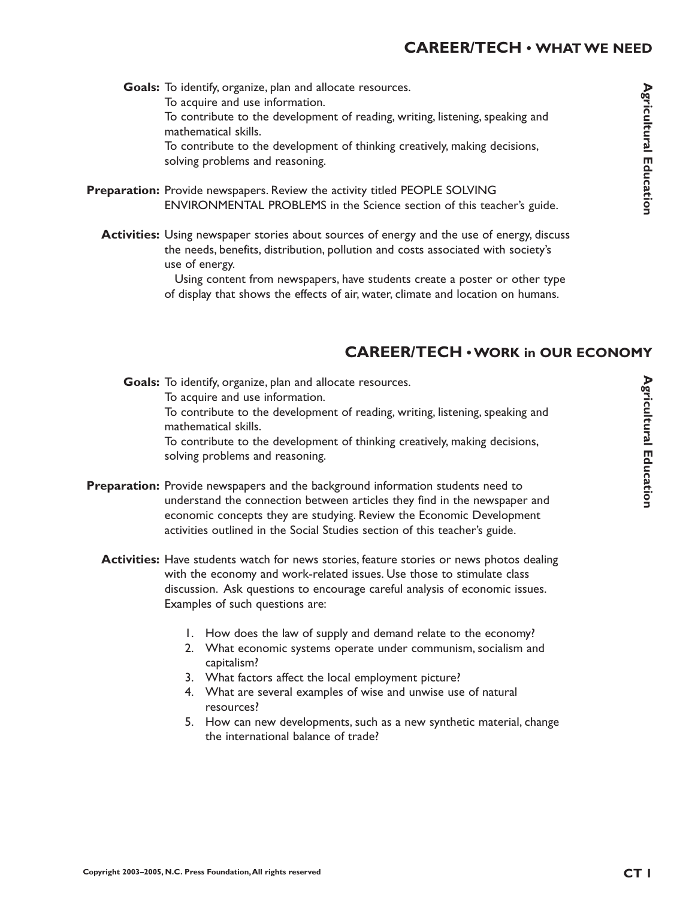## CAREER/TECH • WHAT WE NEED

*Agricultural Education*

**Goals:** To identify, organize, plan and allocate resources.
To acquire and use information.
To contribute to the development of reading, writing, listening, speaking and mathematical skills.
To contribute to the development of thinking creatively, making decisions, solving problems and reasoning.

**Preparation:** Provide newspapers. Review the activity titled PEOPLE SOLVING ENVIRONMENTAL PROBLEMS in the Science section of this teacher's guide.

**Activities:** Using newspaper stories about sources of energy and the use of energy, discuss the needs, benefits, distribution, pollution and costs associated with society's use of energy.

Using content from newspapers, have students create a poster or other type of display that shows the effects of air, water, climate and location on humans.

## CAREER/TECH • WORK in OUR ECONOMY

*Agricultural Education*

**Goals:** To identify, organize, plan and allocate resources.
To acquire and use information.
To contribute to the development of reading, writing, listening, speaking and mathematical skills.
To contribute to the development of thinking creatively, making decisions, solving problems and reasoning.

**Preparation:** Provide newspapers and the background information students need to understand the connection between articles they find in the newspaper and economic concepts they are studying. Review the Economic Development activities outlined in the Social Studies section of this teacher's guide.

**Activities:** Have students watch for news stories, feature stories or news photos dealing with the economy and work-related issues. Use those to stimulate class discussion. Ask questions to encourage careful analysis of economic issues. Examples of such questions are:

1. How does the law of supply and demand relate to the economy?
2. What economic systems operate under communism, socialism and capitalism?
3. What factors affect the local employment picture?
4. What are several examples of wise and unwise use of natural resources?
5. How can new developments, such as a new synthetic material, change the international balance of trade?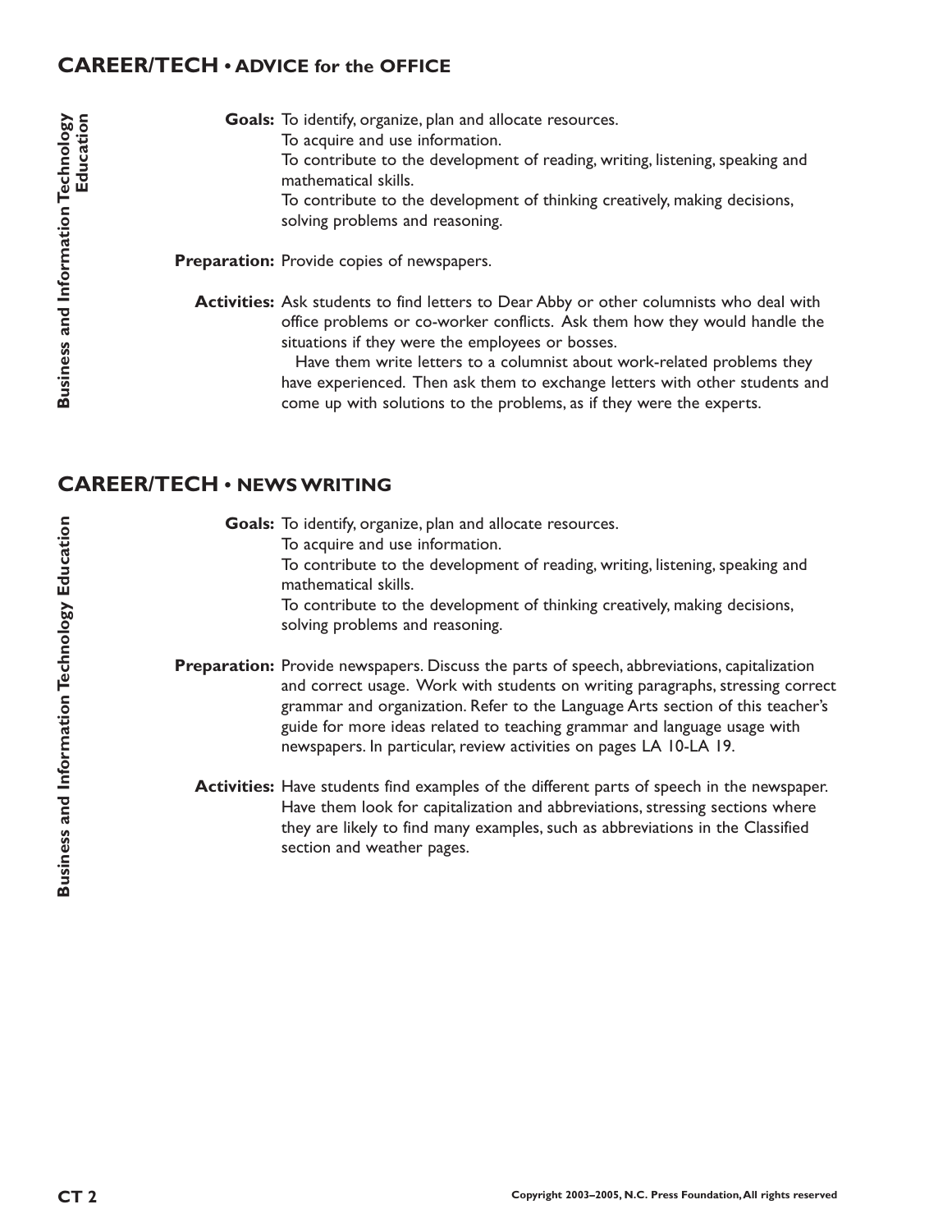## CAREER/TECH • ADVICE for the OFFICE

**Goals:** To identify, organize, plan and allocate resources.
To acquire and use information.
To contribute to the development of reading, writing, listening, speaking and mathematical skills.
To contribute to the development of thinking creatively, making decisions, solving problems and reasoning.

**Preparation:** Provide copies of newspapers.

**Activities:** Ask students to find letters to Dear Abby or other columnists who deal with office problems or co-worker conflicts. Ask them how they would handle the situations if they were the employees or bosses.

Have them write letters to a columnist about work-related problems they have experienced. Then ask them to exchange letters with other students and come up with solutions to the problems, as if they were the experts.

## CAREER/TECH • NEWS WRITING

**Goals:** To identify, organize, plan and allocate resources.
To acquire and use information.
To contribute to the development of reading, writing, listening, speaking and mathematical skills.
To contribute to the development of thinking creatively, making decisions, solving problems and reasoning.

**Preparation:** Provide newspapers. Discuss the parts of speech, abbreviations, capitalization and correct usage. Work with students on writing paragraphs, stressing correct grammar and organization. Refer to the Language Arts section of this teacher's guide for more ideas related to teaching grammar and language usage with newspapers. In particular, review activities on pages LA 10-LA 19.

**Activities:** Have students find examples of the different parts of speech in the newspaper. Have them look for capitalization and abbreviations, stressing sections where they are likely to find many examples, such as abbreviations in the Classified section and weather pages.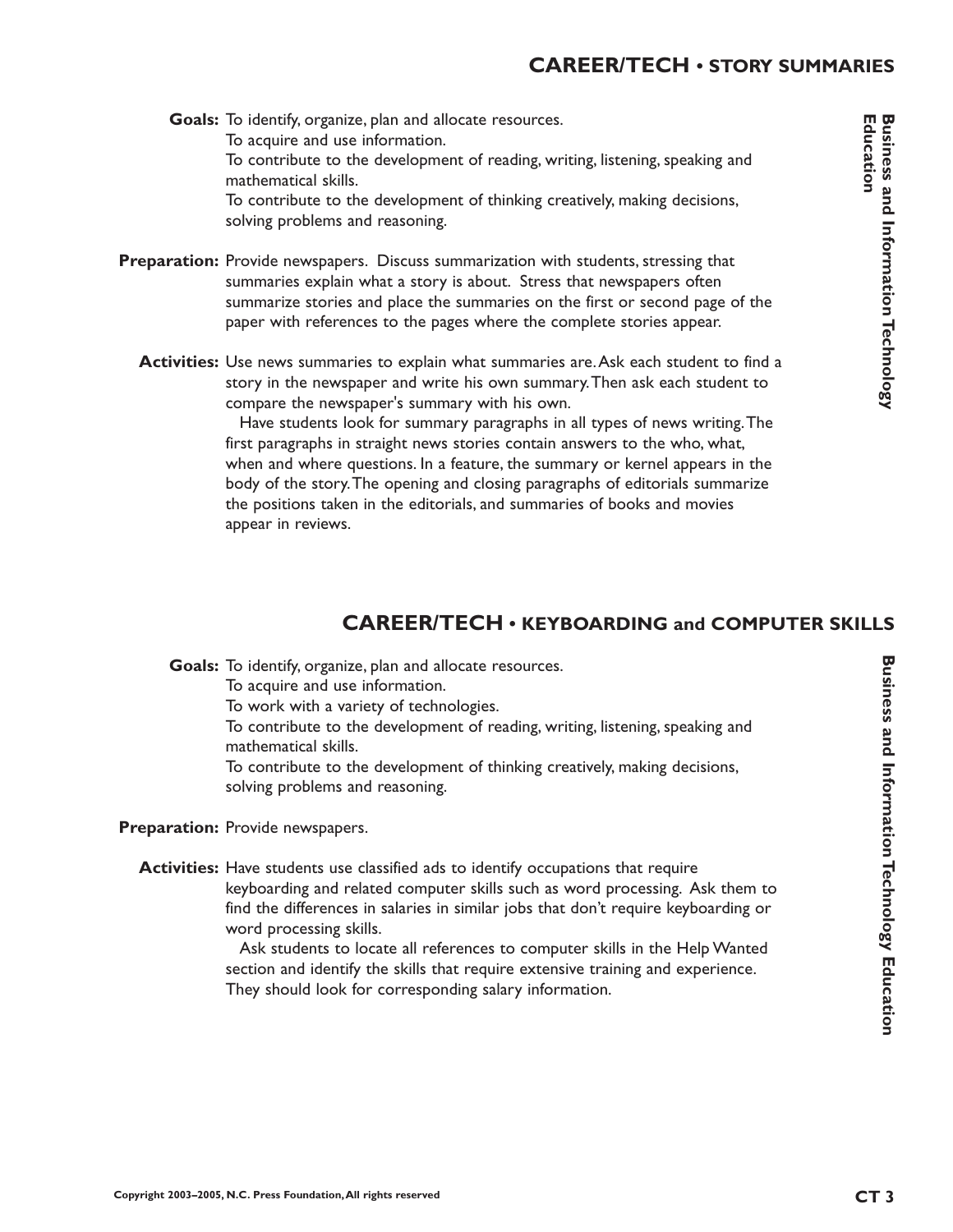## CAREER/TECH • STORY SUMMARIES

**Goals:** To identify, organize, plan and allocate resources.
To acquire and use information.
To contribute to the development of reading, writing, listening, speaking and mathematical skills.
To contribute to the development of thinking creatively, making decisions, solving problems and reasoning.

**Preparation:** Provide newspapers. Discuss summarization with students, stressing that summaries explain what a story is about. Stress that newspapers often summarize stories and place the summaries on the first or second page of the paper with references to the pages where the complete stories appear.

**Activities:** Use news summaries to explain what summaries are. Ask each student to find a story in the newspaper and write his own summary. Then ask each student to compare the newspaper's summary with his own.

Have students look for summary paragraphs in all types of news writing. The first paragraphs in straight news stories contain answers to the who, what, when and where questions. In a feature, the summary or kernel appears in the body of the story. The opening and closing paragraphs of editorials summarize the positions taken in the editorials, and summaries of books and movies appear in reviews.

Business and Information Technology Education

## CAREER/TECH • KEYBOARDING and COMPUTER SKILLS

**Goals:** To identify, organize, plan and allocate resources.
To acquire and use information.
To work with a variety of technologies.
To contribute to the development of reading, writing, listening, speaking and mathematical skills.
To contribute to the development of thinking creatively, making decisions, solving problems and reasoning.

**Preparation:** Provide newspapers.

**Activities:** Have students use classified ads to identify occupations that require keyboarding and related computer skills such as word processing. Ask them to find the differences in salaries in similar jobs that don't require keyboarding or word processing skills.

Ask students to locate all references to computer skills in the Help Wanted section and identify the skills that require extensive training and experience. They should look for corresponding salary information.

Business and Information Technology Education

Copyright 2003–2005, N.C. Press Foundation, All rights reserved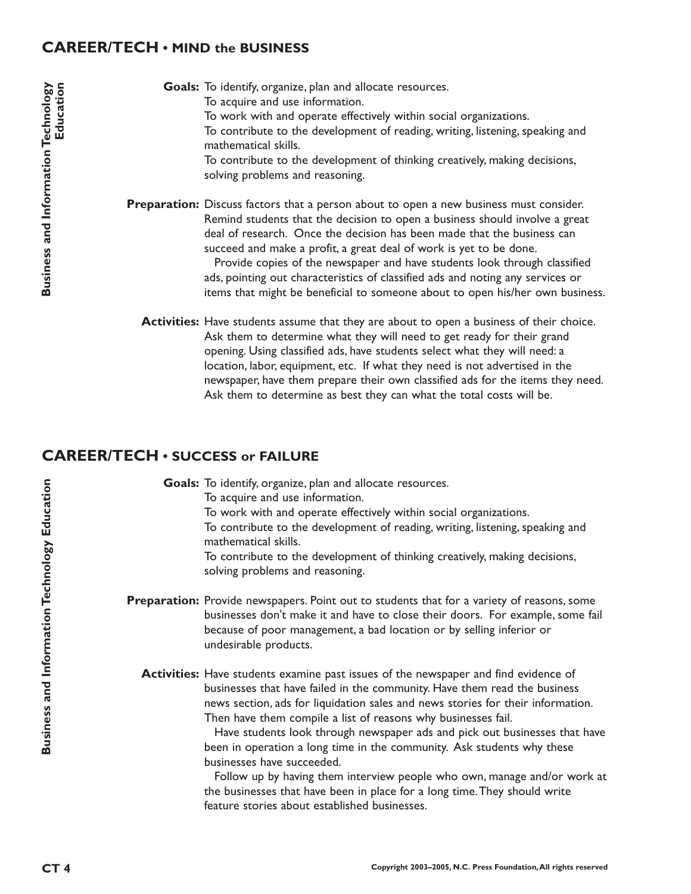## CAREER/TECH • MIND the BUSINESS

Business and Information Technology Education

**Goals:** To identify, organize, plan and allocate resources.
To acquire and use information.
To work with and operate effectively within social organizations.
To contribute to the development of reading, writing, listening, speaking and mathematical skills.
To contribute to the development of thinking creatively, making decisions, solving problems and reasoning.

**Preparation:** Discuss factors that a person about to open a new business must consider. Remind students that the decision to open a business should involve a great deal of research. Once the decision has been made that the business can succeed and make a profit, a great deal of work is yet to be done.

Provide copies of the newspaper and have students look through classified ads, pointing out characteristics of classified ads and noting any services or items that might be beneficial to someone about to open his/her own business.

**Activities:** Have students assume that they are about to open a business of their choice. Ask them to determine what they will need to get ready for their grand opening. Using classified ads, have students select what they will need: a location, labor, equipment, etc. If what they need is not advertised in the newspaper, have them prepare their own classified ads for the items they need. Ask them to determine as best they can what the total costs will be.

## CAREER/TECH • SUCCESS or FAILURE

Business and Information Technology Education

**Goals:** To identify, organize, plan and allocate resources.
To acquire and use information.
To work with and operate effectively within social organizations.
To contribute to the development of reading, writing, listening, speaking and mathematical skills.
To contribute to the development of thinking creatively, making decisions, solving problems and reasoning.

**Preparation:** Provide newspapers. Point out to students that for a variety of reasons, some businesses don't make it and have to close their doors. For example, some fail because of poor management, a bad location or by selling inferior or undesirable products.

**Activities:** Have students examine past issues of the newspaper and find evidence of businesses that have failed in the community. Have them read the business news section, ads for liquidation sales and news stories for their information. Then have them compile a list of reasons why businesses fail.

Have students look through newspaper ads and pick out businesses that have been in operation a long time in the community. Ask students why these businesses have succeeded.

Follow up by having them interview people who own, manage and/or work at the businesses that have been in place for a long time. They should write feature stories about established businesses.

Copyright 2003–2005, N.C. Press Foundation, All rights reserved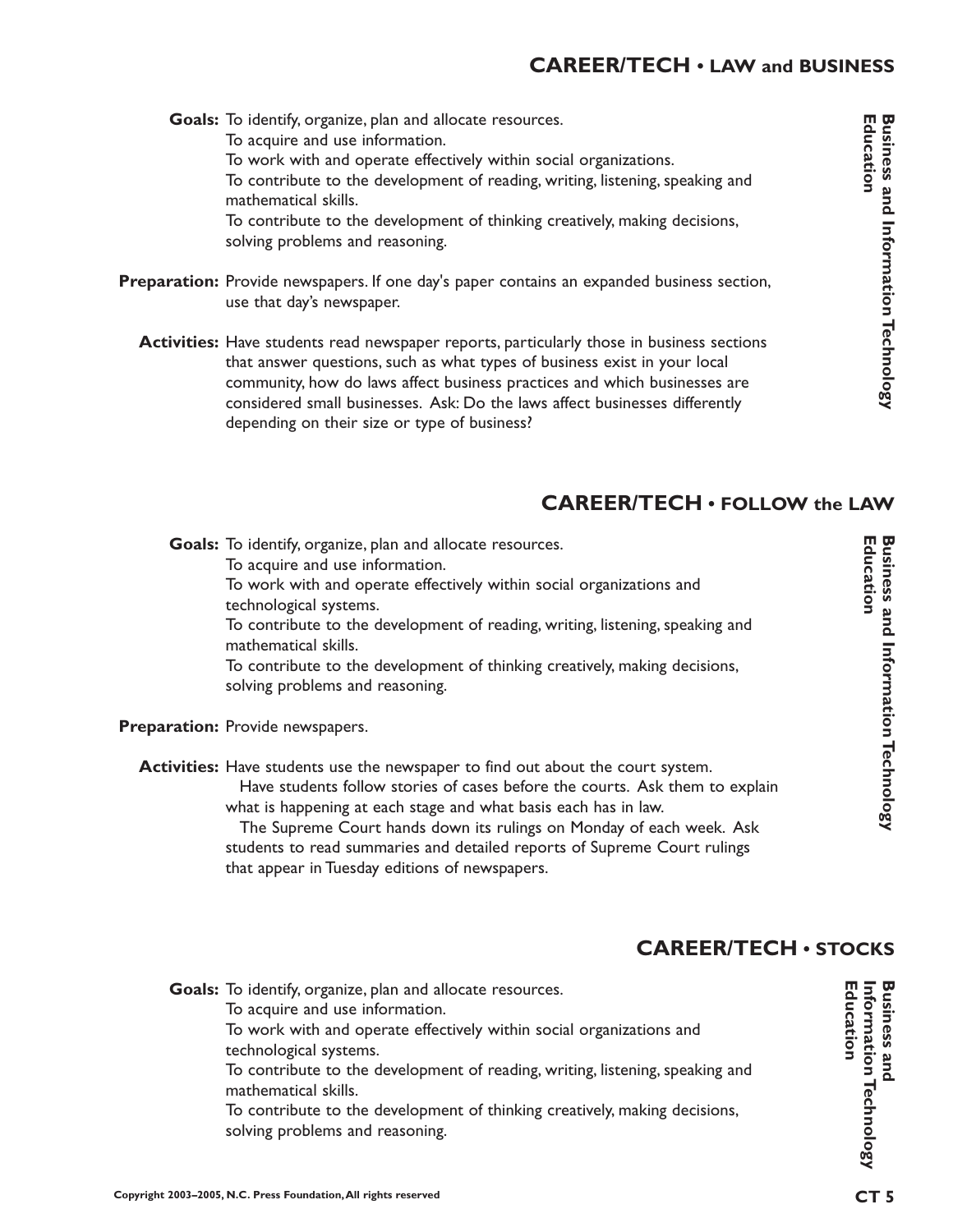## CAREER/TECH • LAW and BUSINESS

*Business and Information Technology Education*

**Goals:** To identify, organize, plan and allocate resources.
To acquire and use information.
To work with and operate effectively within social organizations.
To contribute to the development of reading, writing, listening, speaking and mathematical skills.
To contribute to the development of thinking creatively, making decisions, solving problems and reasoning.

**Preparation:** Provide newspapers. If one day's paper contains an expanded business section, use that day's newspaper.

**Activities:** Have students read newspaper reports, particularly those in business sections that answer questions, such as what types of business exist in your local community, how do laws affect business practices and which businesses are considered small businesses. Ask: Do the laws affect businesses differently depending on their size or type of business?

## CAREER/TECH • FOLLOW the LAW

*Business and Information Technology Education*

**Goals:** To identify, organize, plan and allocate resources.
To acquire and use information.
To work with and operate effectively within social organizations and technological systems.
To contribute to the development of reading, writing, listening, speaking and mathematical skills.
To contribute to the development of thinking creatively, making decisions, solving problems and reasoning.

**Preparation:** Provide newspapers.

**Activities:** Have students use the newspaper to find out about the court system.

Have students follow stories of cases before the courts. Ask them to explain what is happening at each stage and what basis each has in law.

The Supreme Court hands down its rulings on Monday of each week. Ask students to read summaries and detailed reports of Supreme Court rulings that appear in Tuesday editions of newspapers.

## CAREER/TECH • STOCKS

*Business and Information Technology Education*

**Goals:** To identify, organize, plan and allocate resources.
To acquire and use information.
To work with and operate effectively within social organizations and technological systems.
To contribute to the development of reading, writing, listening, speaking and mathematical skills.
To contribute to the development of thinking creatively, making decisions, solving problems and reasoning.

Copyright 2003–2005, N.C. Press Foundation, All rights reserved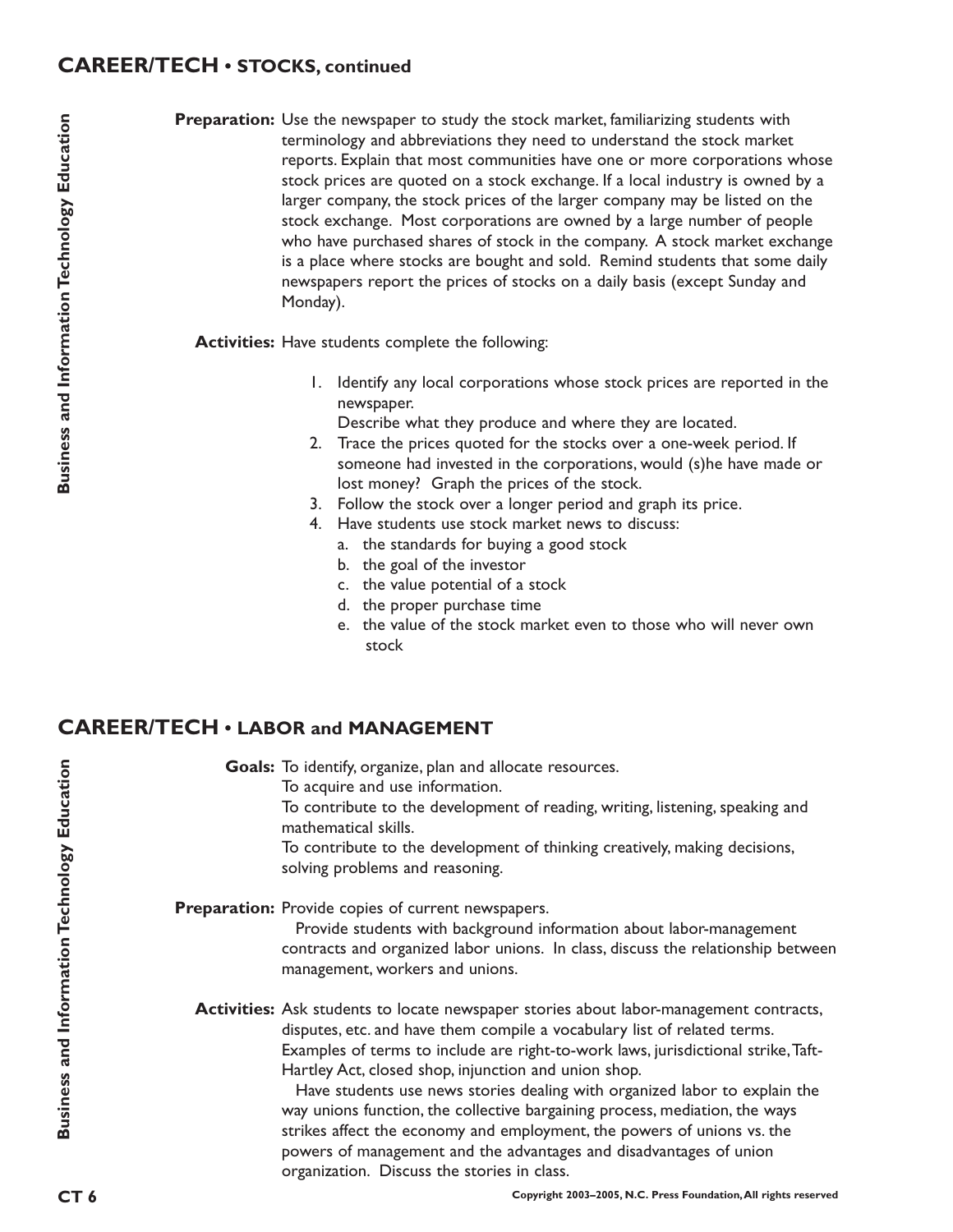## CAREER/TECH • STOCKS, continued

**Preparation:** Use the newspaper to study the stock market, familiarizing students with terminology and abbreviations they need to understand the stock market reports. Explain that most communities have one or more corporations whose stock prices are quoted on a stock exchange. If a local industry is owned by a larger company, the stock prices of the larger company may be listed on the stock exchange. Most corporations are owned by a large number of people who have purchased shares of stock in the company. A stock market exchange is a place where stocks are bought and sold. Remind students that some daily newspapers report the prices of stocks on a daily basis (except Sunday and Monday).

**Activities:** Have students complete the following:

1. Identify any local corporations whose stock prices are reported in the newspaper.
   Describe what they produce and where they are located.
2. Trace the prices quoted for the stocks over a one-week period. If someone had invested in the corporations, would (s)he have made or lost money? Graph the prices of the stock.
3. Follow the stock over a longer period and graph its price.
4. Have students use stock market news to discuss:
   a. the standards for buying a good stock
   b. the goal of the investor
   c. the value potential of a stock
   d. the proper purchase time
   e. the value of the stock market even to those who will never own stock

## CAREER/TECH • LABOR and MANAGEMENT

**Goals:** To identify, organize, plan and allocate resources.
To acquire and use information.
To contribute to the development of reading, writing, listening, speaking and mathematical skills.
To contribute to the development of thinking creatively, making decisions, solving problems and reasoning.

**Preparation:** Provide copies of current newspapers.
Provide students with background information about labor-management contracts and organized labor unions. In class, discuss the relationship between management, workers and unions.

**Activities:** Ask students to locate newspaper stories about labor-management contracts, disputes, etc. and have them compile a vocabulary list of related terms. Examples of terms to include are right-to-work laws, jurisdictional strike, Taft-Hartley Act, closed shop, injunction and union shop.
Have students use news stories dealing with organized labor to explain the way unions function, the collective bargaining process, mediation, the ways strikes affect the economy and employment, the powers of unions vs. the powers of management and the advantages and disadvantages of union organization. Discuss the stories in class.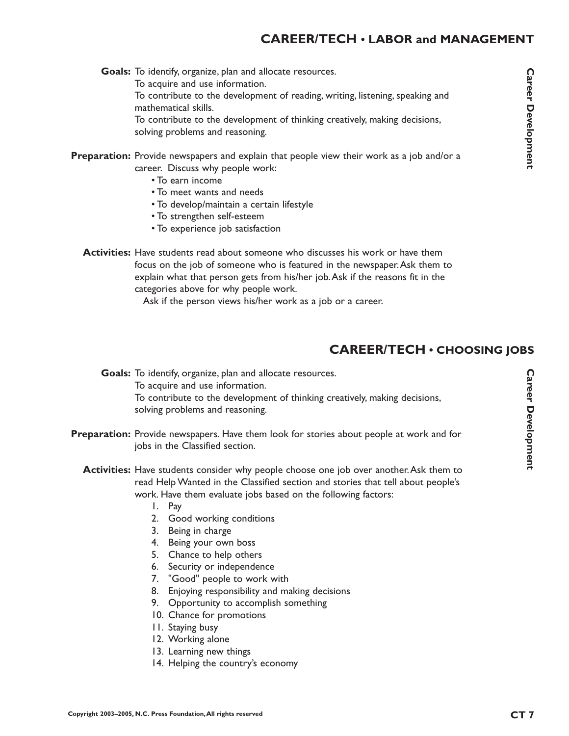## CAREER/TECH • LABOR and MANAGEMENT

**Goals:** To identify, organize, plan and allocate resources.
To acquire and use information.
To contribute to the development of reading, writing, listening, speaking and mathematical skills.
To contribute to the development of thinking creatively, making decisions, solving problems and reasoning.

**Preparation:** Provide newspapers and explain that people view their work as a job and/or a career. Discuss why people work:

- To earn income
- To meet wants and needs
- To develop/maintain a certain lifestyle
- To strengthen self-esteem
- To experience job satisfaction

**Activities:** Have students read about someone who discusses his work or have them focus on the job of someone who is featured in the newspaper. Ask them to explain what that person gets from his/her job. Ask if the reasons fit in the categories above for why people work.

Ask if the person views his/her work as a job or a career.

## CAREER/TECH • CHOOSING JOBS

**Goals:** To identify, organize, plan and allocate resources.
To acquire and use information.
To contribute to the development of thinking creatively, making decisions, solving problems and reasoning.

**Preparation:** Provide newspapers. Have them look for stories about people at work and for jobs in the Classified section.

**Activities:** Have students consider why people choose one job over another. Ask them to read Help Wanted in the Classified section and stories that tell about people's work. Have them evaluate jobs based on the following factors:

1. Pay
2. Good working conditions
3. Being in charge
4. Being your own boss
5. Chance to help others
6. Security or independence
7. "Good" people to work with
8. Enjoying responsibility and making decisions
9. Opportunity to accomplish something
10. Chance for promotions
11. Staying busy
12. Working alone
13. Learning new things
14. Helping the country's economy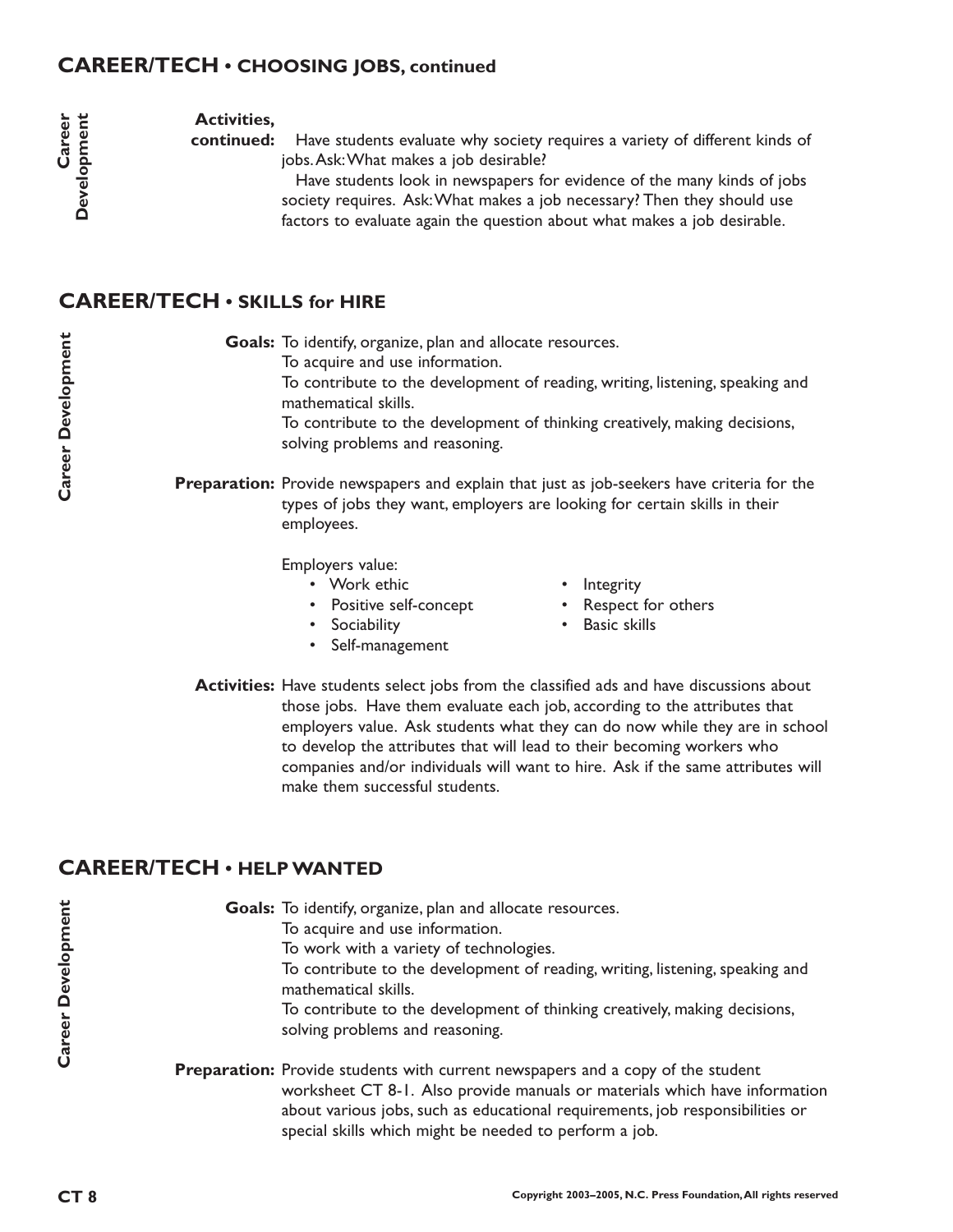## CAREER/TECH • CHOOSING JOBS, continued

**Activities, continued:** Have students evaluate why society requires a variety of different kinds of jobs. Ask: What makes a job desirable?

Have students look in newspapers for evidence of the many kinds of jobs society requires. Ask: What makes a job necessary? Then they should use factors to evaluate again the question about what makes a job desirable.

## CAREER/TECH • SKILLS for HIRE

**Goals:** To identify, organize, plan and allocate resources.
To acquire and use information.
To contribute to the development of reading, writing, listening, speaking and mathematical skills.
To contribute to the development of thinking creatively, making decisions, solving problems and reasoning.

**Preparation:** Provide newspapers and explain that just as job-seekers have criteria for the types of jobs they want, employers are looking for certain skills in their employees.

Employers value:

- Work ethic
- Positive self-concept
- Sociability
- Self-management
- Integrity
- Respect for others
- Basic skills

**Activities:** Have students select jobs from the classified ads and have discussions about those jobs. Have them evaluate each job, according to the attributes that employers value. Ask students what they can do now while they are in school to develop the attributes that will lead to their becoming workers who companies and/or individuals will want to hire. Ask if the same attributes will make them successful students.

## CAREER/TECH • HELP WANTED

**Goals:** To identify, organize, plan and allocate resources.
To acquire and use information.
To work with a variety of technologies.
To contribute to the development of reading, writing, listening, speaking and mathematical skills.
To contribute to the development of thinking creatively, making decisions, solving problems and reasoning.

**Preparation:** Provide students with current newspapers and a copy of the student worksheet CT 8-1. Also provide manuals or materials which have information about various jobs, such as educational requirements, job responsibilities or special skills which might be needed to perform a job.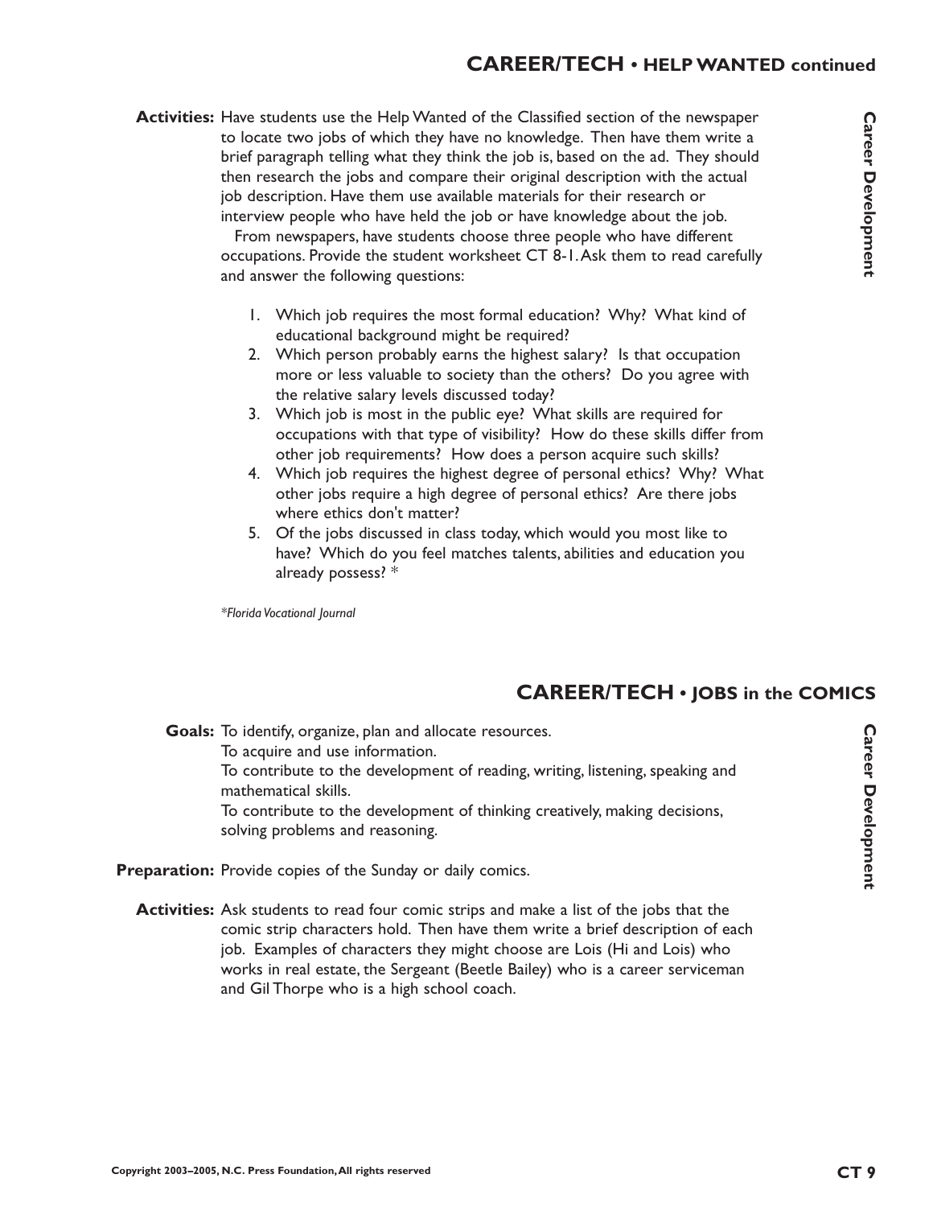## CAREER/TECH • HELP WANTED continued

**Activities:** Have students use the Help Wanted of the Classified section of the newspaper to locate two jobs of which they have no knowledge. Then have them write a brief paragraph telling what they think the job is, based on the ad. They should then research the jobs and compare their original description with the actual job description. Have them use available materials for their research or interview people who have held the job or have knowledge about the job.

From newspapers, have students choose three people who have different occupations. Provide the student worksheet CT 8-1. Ask them to read carefully and answer the following questions:

1. Which job requires the most formal education? Why? What kind of educational background might be required?
2. Which person probably earns the highest salary? Is that occupation more or less valuable to society than the others? Do you agree with the relative salary levels discussed today?
3. Which job is most in the public eye? What skills are required for occupations with that type of visibility? How do these skills differ from other job requirements? How does a person acquire such skills?
4. Which job requires the highest degree of personal ethics? Why? What other jobs require a high degree of personal ethics? Are there jobs where ethics don't matter?
5. Of the jobs discussed in class today, which would you most like to have? Which do you feel matches talents, abilities and education you already possess? *

*\*Florida Vocational Journal*

## CAREER/TECH • JOBS in the COMICS

**Goals:** To identify, organize, plan and allocate resources.
To acquire and use information.
To contribute to the development of reading, writing, listening, speaking and mathematical skills.
To contribute to the development of thinking creatively, making decisions, solving problems and reasoning.

**Preparation:** Provide copies of the Sunday or daily comics.

**Activities:** Ask students to read four comic strips and make a list of the jobs that the comic strip characters hold. Then have them write a brief description of each job. Examples of characters they might choose are Lois (Hi and Lois) who works in real estate, the Sergeant (Beetle Bailey) who is a career serviceman and Gil Thorpe who is a high school coach.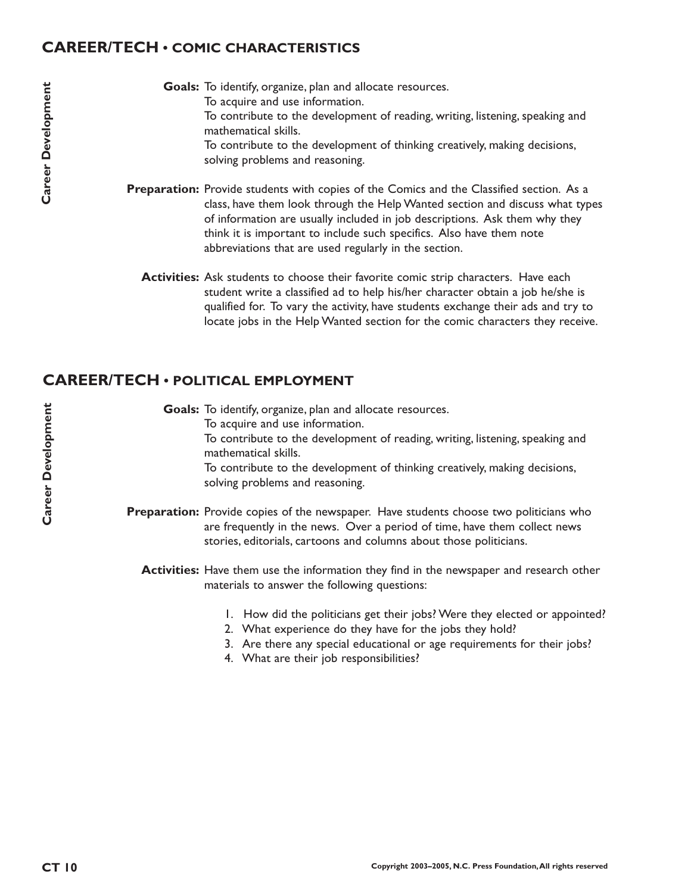## CAREER/TECH • COMIC CHARACTERISTICS

**Goals:** To identify, organize, plan and allocate resources.
To acquire and use information.
To contribute to the development of reading, writing, listening, speaking and mathematical skills.
To contribute to the development of thinking creatively, making decisions, solving problems and reasoning.

**Preparation:** Provide students with copies of the Comics and the Classified section. As a class, have them look through the Help Wanted section and discuss what types of information are usually included in job descriptions. Ask them why they think it is important to include such specifics. Also have them note abbreviations that are used regularly in the section.

**Activities:** Ask students to choose their favorite comic strip characters. Have each student write a classified ad to help his/her character obtain a job he/she is qualified for. To vary the activity, have students exchange their ads and try to locate jobs in the Help Wanted section for the comic characters they receive.

## CAREER/TECH • POLITICAL EMPLOYMENT

**Goals:** To identify, organize, plan and allocate resources.
To acquire and use information.
To contribute to the development of reading, writing, listening, speaking and mathematical skills.
To contribute to the development of thinking creatively, making decisions, solving problems and reasoning.

**Preparation:** Provide copies of the newspaper. Have students choose two politicians who are frequently in the news. Over a period of time, have them collect news stories, editorials, cartoons and columns about those politicians.

**Activities:** Have them use the information they find in the newspaper and research other materials to answer the following questions:

1. How did the politicians get their jobs? Were they elected or appointed?
2. What experience do they have for the jobs they hold?
3. Are there any special educational or age requirements for their jobs?
4. What are their job responsibilities?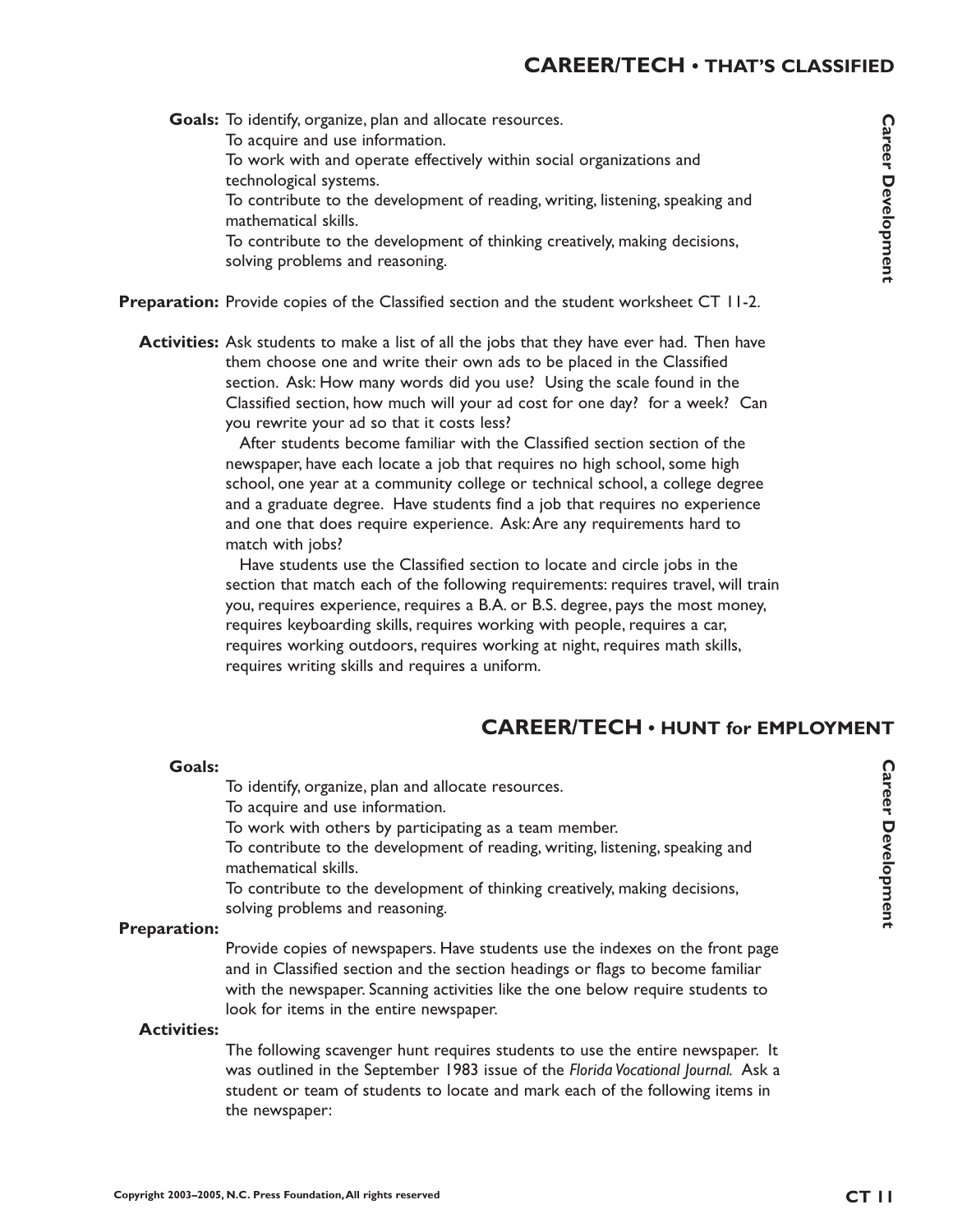## CAREER/TECH • THAT'S CLASSIFIED

**Goals:** To identify, organize, plan and allocate resources.
To acquire and use information.
To work with and operate effectively within social organizations and technological systems.
To contribute to the development of reading, writing, listening, speaking and mathematical skills.
To contribute to the development of thinking creatively, making decisions, solving problems and reasoning.

**Preparation:** Provide copies of the Classified section and the student worksheet CT 11-2.

**Activities:** Ask students to make a list of all the jobs that they have ever had. Then have them choose one and write their own ads to be placed in the Classified section. Ask: How many words did you use? Using the scale found in the Classified section, how much will your ad cost for one day? for a week? Can you rewrite your ad so that it costs less?

After students become familiar with the Classified section section of the newspaper, have each locate a job that requires no high school, some high school, one year at a community college or technical school, a college degree and a graduate degree. Have students find a job that requires no experience and one that does require experience. Ask: Are any requirements hard to match with jobs?

Have students use the Classified section to locate and circle jobs in the section that match each of the following requirements: requires travel, will train you, requires experience, requires a B.A. or B.S. degree, pays the most money, requires keyboarding skills, requires working with people, requires a car, requires working outdoors, requires working at night, requires math skills, requires writing skills and requires a uniform.

## CAREER/TECH • HUNT for EMPLOYMENT

**Goals:**

To identify, organize, plan and allocate resources.
To acquire and use information.
To work with others by participating as a team member.
To contribute to the development of reading, writing, listening, speaking and mathematical skills.
To contribute to the development of thinking creatively, making decisions, solving problems and reasoning.

**Preparation:**

Provide copies of newspapers. Have students use the indexes on the front page and in Classified section and the section headings or flags to become familiar with the newspaper. Scanning activities like the one below require students to look for items in the entire newspaper.

**Activities:**

The following scavenger hunt requires students to use the entire newspaper. It was outlined in the September 1983 issue of the *Florida Vocational Journal*. Ask a student or team of students to locate and mark each of the following items in the newspaper: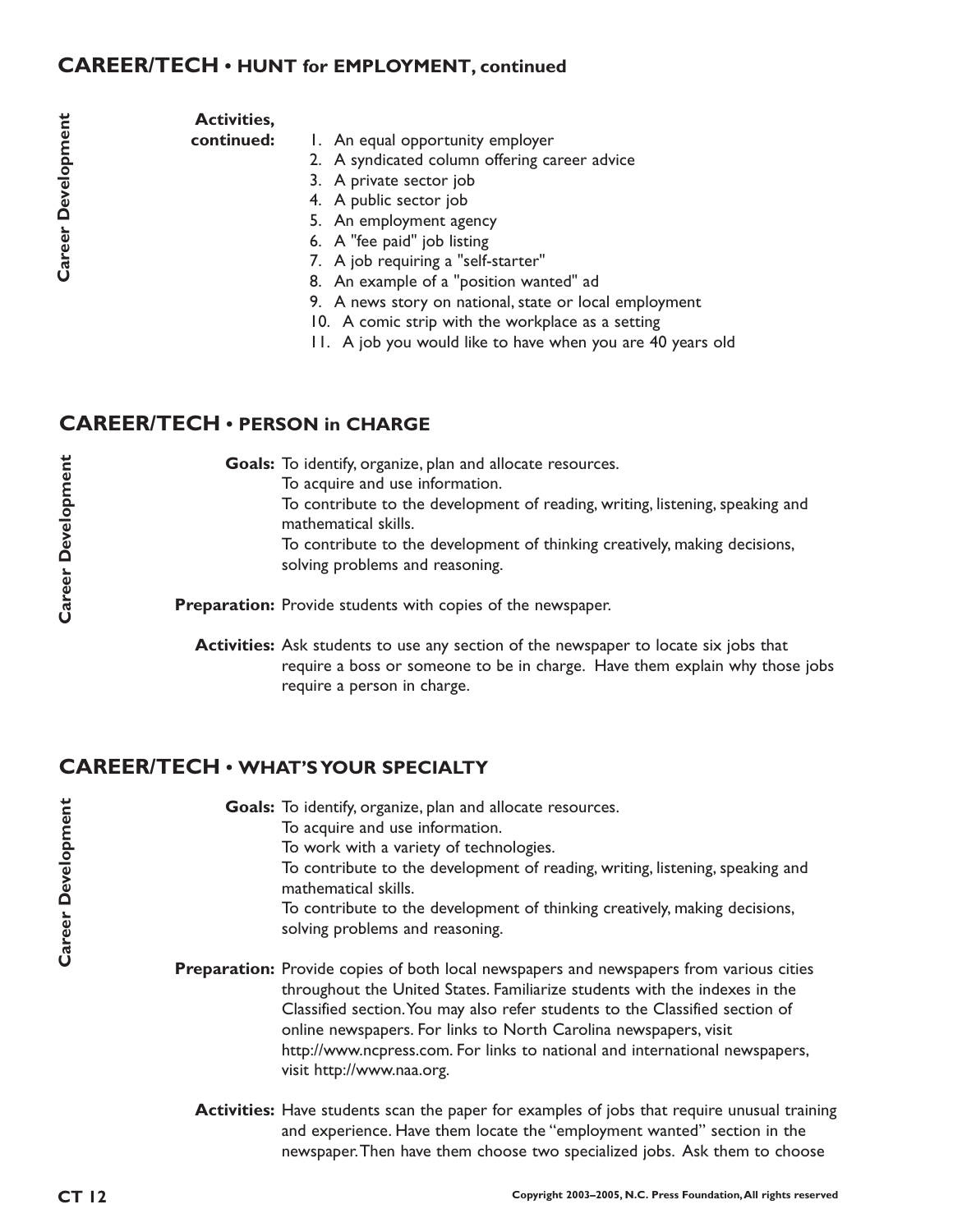## CAREER/TECH • HUNT for EMPLOYMENT, continued

**Activities, continued:**

1. An equal opportunity employer
2. A syndicated column offering career advice
3. A private sector job
4. A public sector job
5. An employment agency
6. A "fee paid" job listing
7. A job requiring a "self-starter"
8. An example of a "position wanted" ad
9. A news story on national, state or local employment
10. A comic strip with the workplace as a setting
11. A job you would like to have when you are 40 years old

## CAREER/TECH • PERSON in CHARGE

**Goals:** To identify, organize, plan and allocate resources.
To acquire and use information.
To contribute to the development of reading, writing, listening, speaking and mathematical skills.
To contribute to the development of thinking creatively, making decisions, solving problems and reasoning.

**Preparation:** Provide students with copies of the newspaper.

**Activities:** Ask students to use any section of the newspaper to locate six jobs that require a boss or someone to be in charge. Have them explain why those jobs require a person in charge.

## CAREER/TECH • WHAT'S YOUR SPECIALTY

**Goals:** To identify, organize, plan and allocate resources.
To acquire and use information.
To work with a variety of technologies.
To contribute to the development of reading, writing, listening, speaking and mathematical skills.
To contribute to the development of thinking creatively, making decisions, solving problems and reasoning.

**Preparation:** Provide copies of both local newspapers and newspapers from various cities throughout the United States. Familiarize students with the indexes in the Classified section. You may also refer students to the Classified section of online newspapers. For links to North Carolina newspapers, visit http://www.ncpress.com. For links to national and international newspapers, visit http://www.naa.org.

**Activities:** Have students scan the paper for examples of jobs that require unusual training and experience. Have them locate the "employment wanted" section in the newspaper. Then have them choose two specialized jobs. Ask them to choose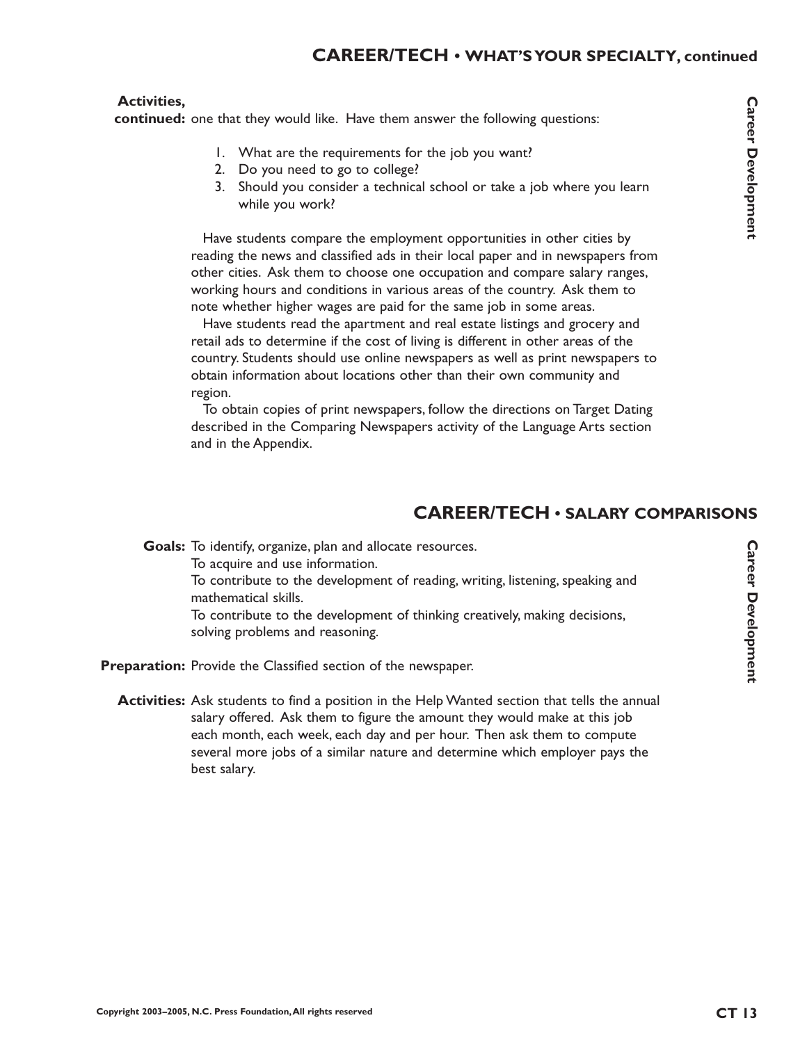## CAREER/TECH • WHAT'S YOUR SPECIALTY, continued

**Activities, continued:** one that they would like. Have them answer the following questions:

1. What are the requirements for the job you want?
2. Do you need to go to college?
3. Should you consider a technical school or take a job where you learn while you work?

Have students compare the employment opportunities in other cities by reading the news and classified ads in their local paper and in newspapers from other cities. Ask them to choose one occupation and compare salary ranges, working hours and conditions in various areas of the country. Ask them to note whether higher wages are paid for the same job in some areas.

Have students read the apartment and real estate listings and grocery and retail ads to determine if the cost of living is different in other areas of the country. Students should use online newspapers as well as print newspapers to obtain information about locations other than their own community and region.

To obtain copies of print newspapers, follow the directions on Target Dating described in the Comparing Newspapers activity of the Language Arts section and in the Appendix.

## CAREER/TECH • SALARY COMPARISONS

**Goals:** To identify, organize, plan and allocate resources.
To acquire and use information.
To contribute to the development of reading, writing, listening, speaking and mathematical skills.
To contribute to the development of thinking creatively, making decisions, solving problems and reasoning.

**Preparation:** Provide the Classified section of the newspaper.

**Activities:** Ask students to find a position in the Help Wanted section that tells the annual salary offered. Ask them to figure the amount they would make at this job each month, each week, each day and per hour. Then ask them to compute several more jobs of a similar nature and determine which employer pays the best salary.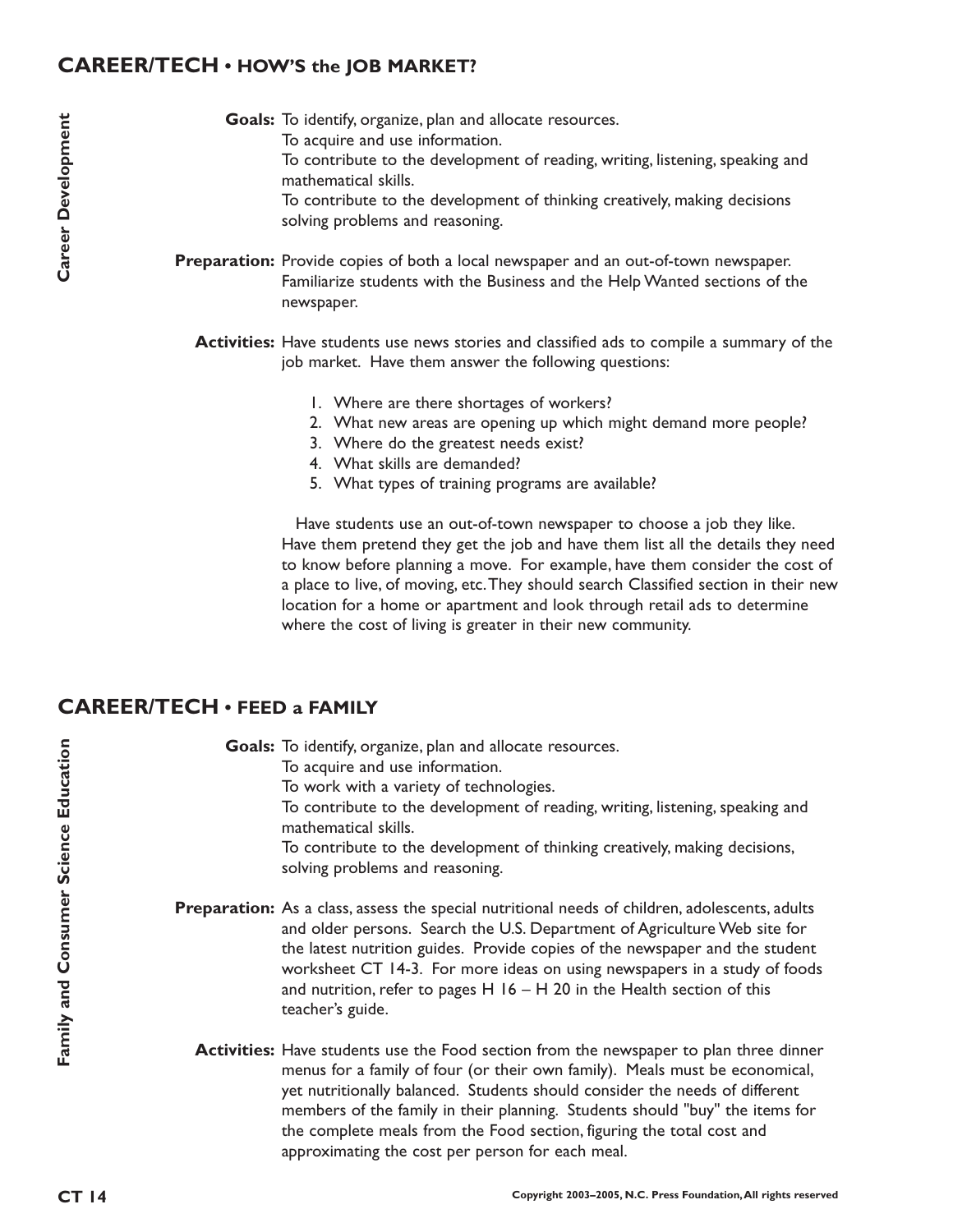## CAREER/TECH • HOW'S the JOB MARKET?

Career Development

**Goals:** To identify, organize, plan and allocate resources.
To acquire and use information.
To contribute to the development of reading, writing, listening, speaking and mathematical skills.
To contribute to the development of thinking creatively, making decisions solving problems and reasoning.

**Preparation:** Provide copies of both a local newspaper and an out-of-town newspaper. Familiarize students with the Business and the Help Wanted sections of the newspaper.

**Activities:** Have students use news stories and classified ads to compile a summary of the job market. Have them answer the following questions:

1. Where are there shortages of workers?
2. What new areas are opening up which might demand more people?
3. Where do the greatest needs exist?
4. What skills are demanded?
5. What types of training programs are available?

Have students use an out-of-town newspaper to choose a job they like. Have them pretend they get the job and have them list all the details they need to know before planning a move. For example, have them consider the cost of a place to live, of moving, etc. They should search Classified section in their new location for a home or apartment and look through retail ads to determine where the cost of living is greater in their new community.

## CAREER/TECH • FEED a FAMILY

Family and Consumer Science Education

**Goals:** To identify, organize, plan and allocate resources.
To acquire and use information.
To work with a variety of technologies.
To contribute to the development of reading, writing, listening, speaking and mathematical skills.
To contribute to the development of thinking creatively, making decisions, solving problems and reasoning.

**Preparation:** As a class, assess the special nutritional needs of children, adolescents, adults and older persons. Search the U.S. Department of Agriculture Web site for the latest nutrition guides. Provide copies of the newspaper and the student worksheet CT 14-3. For more ideas on using newspapers in a study of foods and nutrition, refer to pages H 16 – H 20 in the Health section of this teacher's guide.

**Activities:** Have students use the Food section from the newspaper to plan three dinner menus for a family of four (or their own family). Meals must be economical, yet nutritionally balanced. Students should consider the needs of different members of the family in their planning. Students should "buy" the items for the complete meals from the Food section, figuring the total cost and approximating the cost per person for each meal.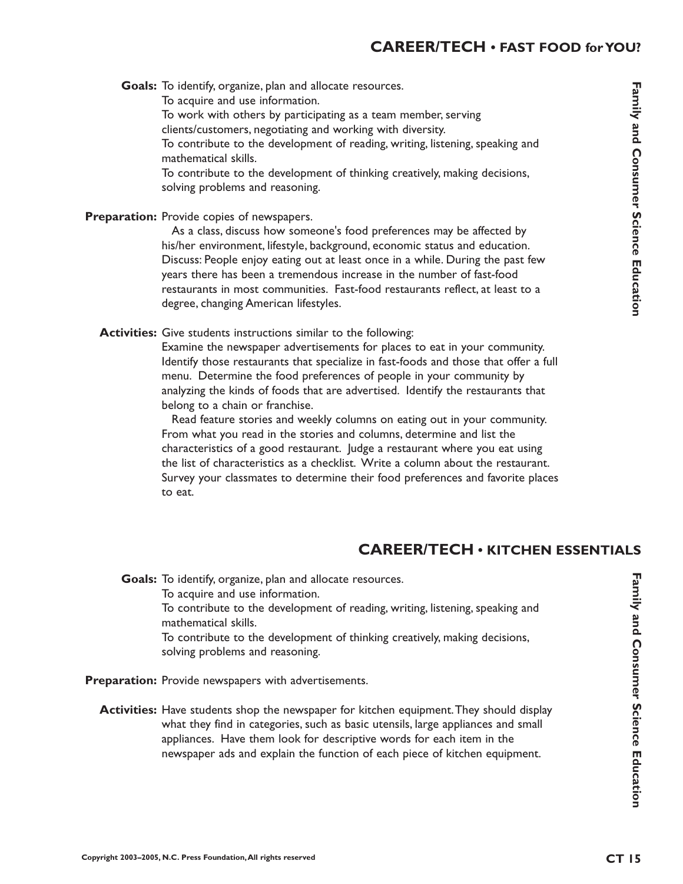## CAREER/TECH • FAST FOOD for YOU?

**Goals:** To identify, organize, plan and allocate resources.
To acquire and use information.
To work with others by participating as a team member, serving clients/customers, negotiating and working with diversity.
To contribute to the development of reading, writing, listening, speaking and mathematical skills.
To contribute to the development of thinking creatively, making decisions, solving problems and reasoning.

**Preparation:** Provide copies of newspapers.

As a class, discuss how someone's food preferences may be affected by his/her environment, lifestyle, background, economic status and education. Discuss: People enjoy eating out at least once in a while. During the past few years there has been a tremendous increase in the number of fast-food restaurants in most communities. Fast-food restaurants reflect, at least to a degree, changing American lifestyles.

**Activities:** Give students instructions similar to the following:
Examine the newspaper advertisements for places to eat in your community. Identify those restaurants that specialize in fast-foods and those that offer a full menu. Determine the food preferences of people in your community by analyzing the kinds of foods that are advertised. Identify the restaurants that belong to a chain or franchise.

Read feature stories and weekly columns on eating out in your community. From what you read in the stories and columns, determine and list the characteristics of a good restaurant. Judge a restaurant where you eat using the list of characteristics as a checklist. Write a column about the restaurant. Survey your classmates to determine their food preferences and favorite places to eat.

## CAREER/TECH • KITCHEN ESSENTIALS

**Goals:** To identify, organize, plan and allocate resources.
To acquire and use information.
To contribute to the development of reading, writing, listening, speaking and mathematical skills.
To contribute to the development of thinking creatively, making decisions, solving problems and reasoning.

**Preparation:** Provide newspapers with advertisements.

**Activities:** Have students shop the newspaper for kitchen equipment. They should display what they find in categories, such as basic utensils, large appliances and small appliances. Have them look for descriptive words for each item in the newspaper ads and explain the function of each piece of kitchen equipment.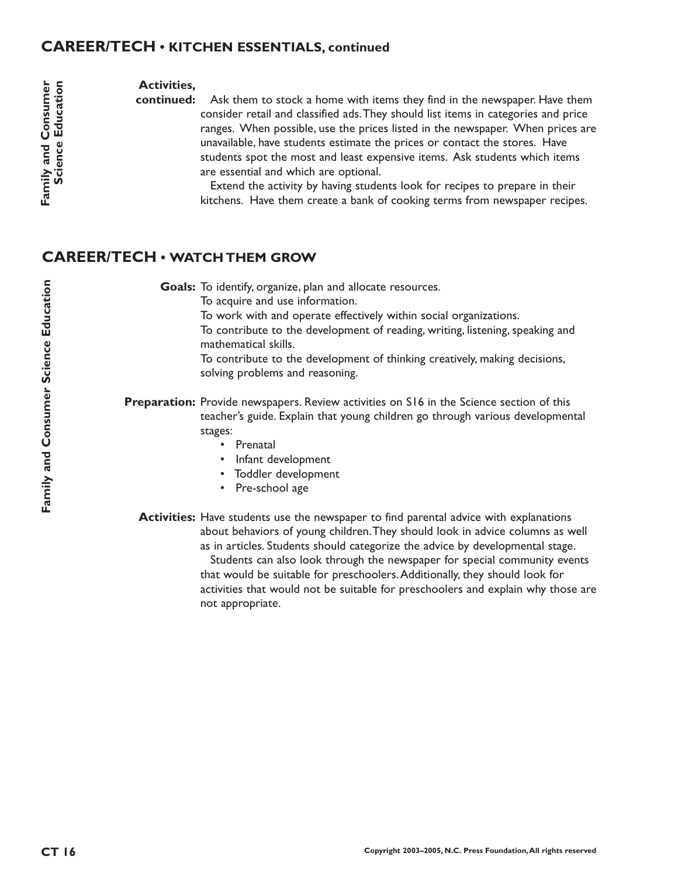## CAREER/TECH • KITCHEN ESSENTIALS, continued

**Activities, continued:** Ask them to stock a home with items they find in the newspaper. Have them consider retail and classified ads. They should list items in categories and price ranges. When possible, use the prices listed in the newspaper. When prices are unavailable, have students estimate the prices or contact the stores. Have students spot the most and least expensive items. Ask students which items are essential and which are optional.

Extend the activity by having students look for recipes to prepare in their kitchens. Have them create a bank of cooking terms from newspaper recipes.

## CAREER/TECH • WATCH THEM GROW

**Goals:** To identify, organize, plan and allocate resources.
To acquire and use information.
To work with and operate effectively within social organizations.
To contribute to the development of reading, writing, listening, speaking and mathematical skills.
To contribute to the development of thinking creatively, making decisions, solving problems and reasoning.

**Preparation:** Provide newspapers. Review activities on S16 in the Science section of this teacher's guide. Explain that young children go through various developmental stages:

- Prenatal
- Infant development
- Toddler development
- Pre-school age

**Activities:** Have students use the newspaper to find parental advice with explanations about behaviors of young children. They should look in advice columns as well as in articles. Students should categorize the advice by developmental stage.

Students can also look through the newspaper for special community events that would be suitable for preschoolers. Additionally, they should look for activities that would not be suitable for preschoolers and explain why those are not appropriate.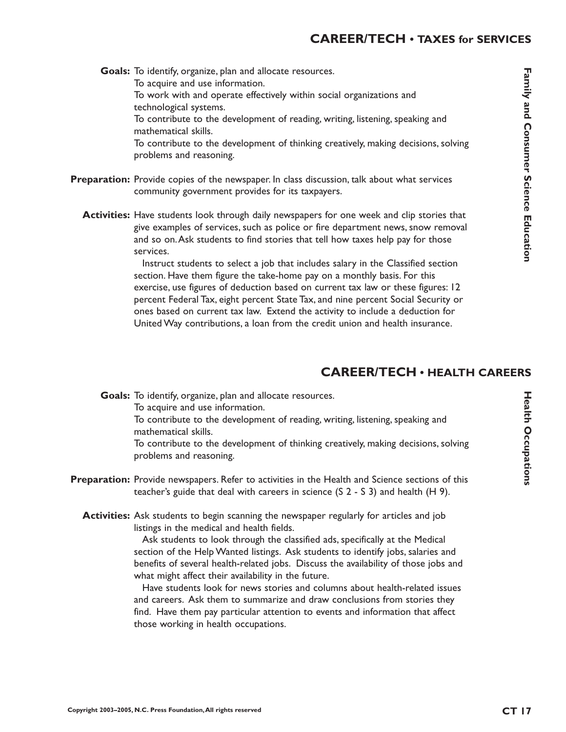## CAREER/TECH • TAXES for SERVICES

**Goals:** To identify, organize, plan and allocate resources.
To acquire and use information.
To work with and operate effectively within social organizations and technological systems.
To contribute to the development of reading, writing, listening, speaking and mathematical skills.
To contribute to the development of thinking creatively, making decisions, solving problems and reasoning.

**Preparation:** Provide copies of the newspaper. In class discussion, talk about what services community government provides for its taxpayers.

**Activities:** Have students look through daily newspapers for one week and clip stories that give examples of services, such as police or fire department news, snow removal and so on. Ask students to find stories that tell how taxes help pay for those services.

Instruct students to select a job that includes salary in the Classified section section. Have them figure the take-home pay on a monthly basis. For this exercise, use figures of deduction based on current tax law or these figures: 12 percent Federal Tax, eight percent State Tax, and nine percent Social Security or ones based on current tax law. Extend the activity to include a deduction for United Way contributions, a loan from the credit union and health insurance.

Family and Consumer Science Education

## CAREER/TECH • HEALTH CAREERS

**Goals:** To identify, organize, plan and allocate resources.
To acquire and use information.
To contribute to the development of reading, writing, listening, speaking and mathematical skills.
To contribute to the development of thinking creatively, making decisions, solving problems and reasoning.

**Preparation:** Provide newspapers. Refer to activities in the Health and Science sections of this teacher's guide that deal with careers in science (S 2 - S 3) and health (H 9).

**Activities:** Ask students to begin scanning the newspaper regularly for articles and job listings in the medical and health fields.

Ask students to look through the classified ads, specifically at the Medical section of the Help Wanted listings. Ask students to identify jobs, salaries and benefits of several health-related jobs. Discuss the availability of those jobs and what might affect their availability in the future.

Have students look for news stories and columns about health-related issues and careers. Ask them to summarize and draw conclusions from stories they find. Have them pay particular attention to events and information that affect those working in health occupations.

Health Occupations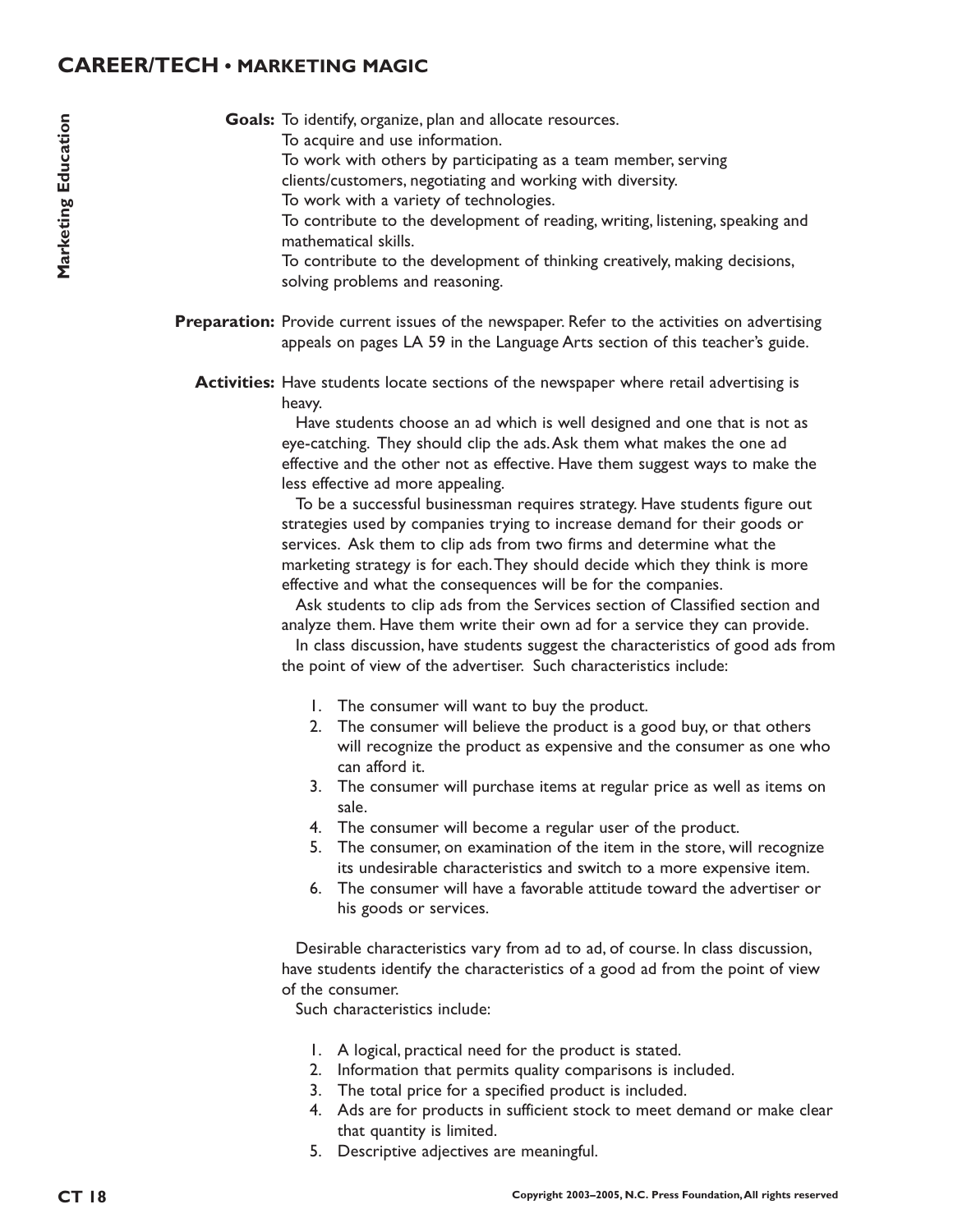## CAREER/TECH • MARKETING MAGIC

**Marketing Education**

**Goals:** To identify, organize, plan and allocate resources.
To acquire and use information.
To work with others by participating as a team member, serving clients/customers, negotiating and working with diversity.
To work with a variety of technologies.
To contribute to the development of reading, writing, listening, speaking and mathematical skills.
To contribute to the development of thinking creatively, making decisions, solving problems and reasoning.

**Preparation:** Provide current issues of the newspaper. Refer to the activities on advertising appeals on pages LA 59 in the Language Arts section of this teacher's guide.

**Activities:** Have students locate sections of the newspaper where retail advertising is heavy.

Have students choose an ad which is well designed and one that is not as eye-catching. They should clip the ads. Ask them what makes the one ad effective and the other not as effective. Have them suggest ways to make the less effective ad more appealing.

To be a successful businessman requires strategy. Have students figure out strategies used by companies trying to increase demand for their goods or services. Ask them to clip ads from two firms and determine what the marketing strategy is for each. They should decide which they think is more effective and what the consequences will be for the companies.

Ask students to clip ads from the Services section of Classified section and analyze them. Have them write their own ad for a service they can provide.

In class discussion, have students suggest the characteristics of good ads from the point of view of the advertiser. Such characteristics include:

1. The consumer will want to buy the product.
2. The consumer will believe the product is a good buy, or that others will recognize the product as expensive and the consumer as one who can afford it.
3. The consumer will purchase items at regular price as well as items on sale.
4. The consumer will become a regular user of the product.
5. The consumer, on examination of the item in the store, will recognize its undesirable characteristics and switch to a more expensive item.
6. The consumer will have a favorable attitude toward the advertiser or his goods or services.

Desirable characteristics vary from ad to ad, of course. In class discussion, have students identify the characteristics of a good ad from the point of view of the consumer.

Such characteristics include:

1. A logical, practical need for the product is stated.
2. Information that permits quality comparisons is included.
3. The total price for a specified product is included.
4. Ads are for products in sufficient stock to meet demand or make clear that quantity is limited.
5. Descriptive adjectives are meaningful.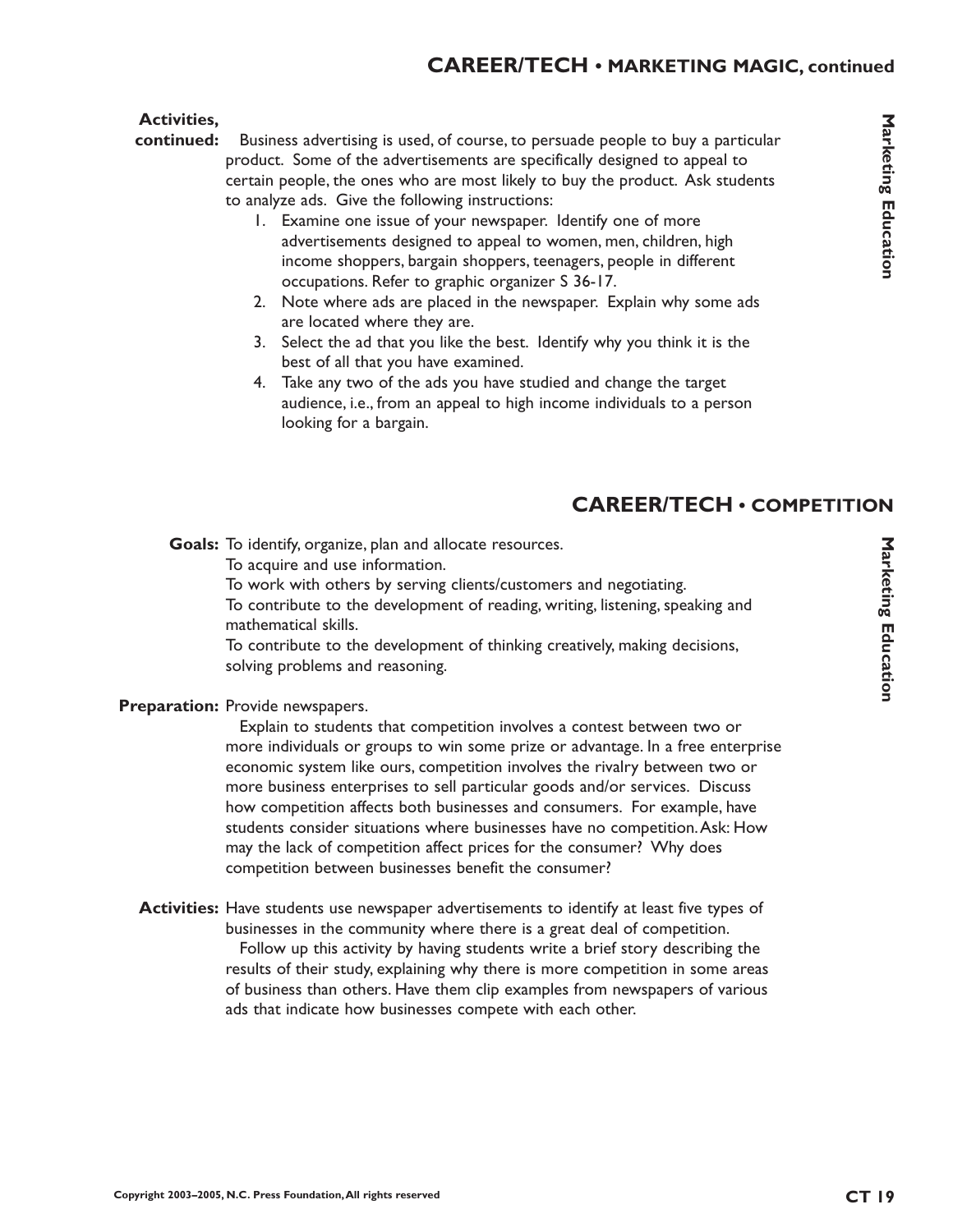## CAREER/TECH • MARKETING MAGIC, continued

**Activities, continued:** Business advertising is used, of course, to persuade people to buy a particular product. Some of the advertisements are specifically designed to appeal to certain people, the ones who are most likely to buy the product. Ask students to analyze ads. Give the following instructions:

1. Examine one issue of your newspaper. Identify one of more advertisements designed to appeal to women, men, children, high income shoppers, bargain shoppers, teenagers, people in different occupations. Refer to graphic organizer S 36-17.
2. Note where ads are placed in the newspaper. Explain why some ads are located where they are.
3. Select the ad that you like the best. Identify why you think it is the best of all that you have examined.
4. Take any two of the ads you have studied and change the target audience, i.e., from an appeal to high income individuals to a person looking for a bargain.

## CAREER/TECH • COMPETITION

**Goals:** To identify, organize, plan and allocate resources.
To acquire and use information.
To work with others by serving clients/customers and negotiating.
To contribute to the development of reading, writing, listening, speaking and mathematical skills.
To contribute to the development of thinking creatively, making decisions, solving problems and reasoning.

**Preparation:** Provide newspapers.

Explain to students that competition involves a contest between two or more individuals or groups to win some prize or advantage. In a free enterprise economic system like ours, competition involves the rivalry between two or more business enterprises to sell particular goods and/or services. Discuss how competition affects both businesses and consumers. For example, have students consider situations where businesses have no competition. Ask: How may the lack of competition affect prices for the consumer? Why does competition between businesses benefit the consumer?

**Activities:** Have students use newspaper advertisements to identify at least five types of businesses in the community where there is a great deal of competition.

Follow up this activity by having students write a brief story describing the results of their study, explaining why there is more competition in some areas of business than others. Have them clip examples from newspapers of various ads that indicate how businesses compete with each other.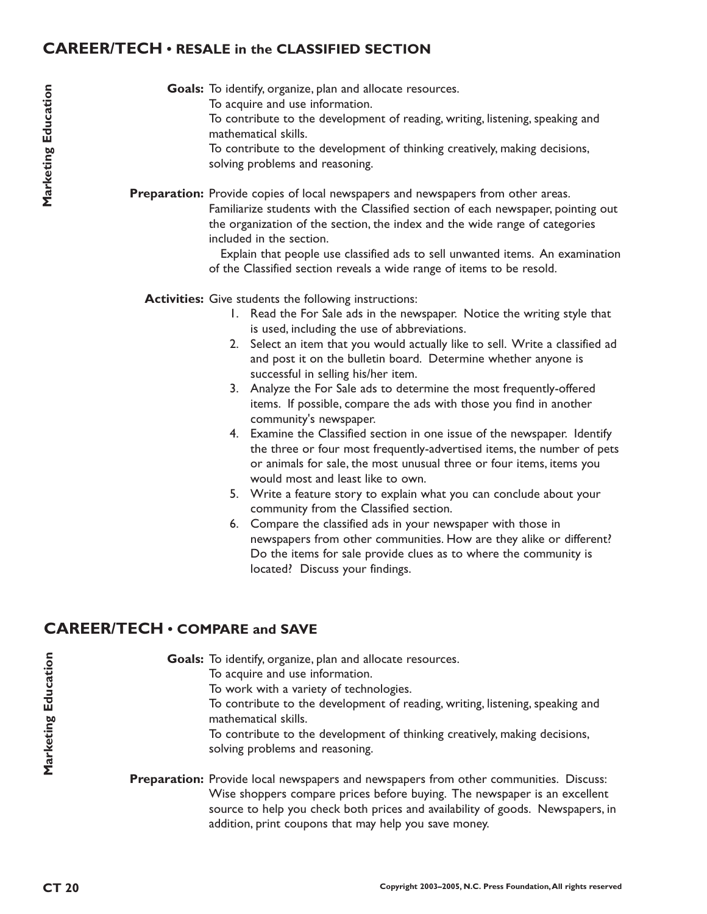## CAREER/TECH • RESALE in the CLASSIFIED SECTION

Marketing Education

**Goals:** To identify, organize, plan and allocate resources.
To acquire and use information.
To contribute to the development of reading, writing, listening, speaking and mathematical skills.
To contribute to the development of thinking creatively, making decisions, solving problems and reasoning.

**Preparation:** Provide copies of local newspapers and newspapers from other areas. Familiarize students with the Classified section of each newspaper, pointing out the organization of the section, the index and the wide range of categories included in the section.

Explain that people use classified ads to sell unwanted items. An examination of the Classified section reveals a wide range of items to be resold.

**Activities:** Give students the following instructions:

1. Read the For Sale ads in the newspaper. Notice the writing style that is used, including the use of abbreviations.
2. Select an item that you would actually like to sell. Write a classified ad and post it on the bulletin board. Determine whether anyone is successful in selling his/her item.
3. Analyze the For Sale ads to determine the most frequently-offered items. If possible, compare the ads with those you find in another community's newspaper.
4. Examine the Classified section in one issue of the newspaper. Identify the three or four most frequently-advertised items, the number of pets or animals for sale, the most unusual three or four items, items you would most and least like to own.
5. Write a feature story to explain what you can conclude about your community from the Classified section.
6. Compare the classified ads in your newspaper with those in newspapers from other communities. How are they alike or different? Do the items for sale provide clues as to where the community is located? Discuss your findings.

## CAREER/TECH • COMPARE and SAVE

Marketing Education

**Goals:** To identify, organize, plan and allocate resources.
To acquire and use information.
To work with a variety of technologies.
To contribute to the development of reading, writing, listening, speaking and mathematical skills.
To contribute to the development of thinking creatively, making decisions, solving problems and reasoning.

**Preparation:** Provide local newspapers and newspapers from other communities. Discuss: Wise shoppers compare prices before buying. The newspaper is an excellent source to help you check both prices and availability of goods. Newspapers, in addition, print coupons that may help you save money.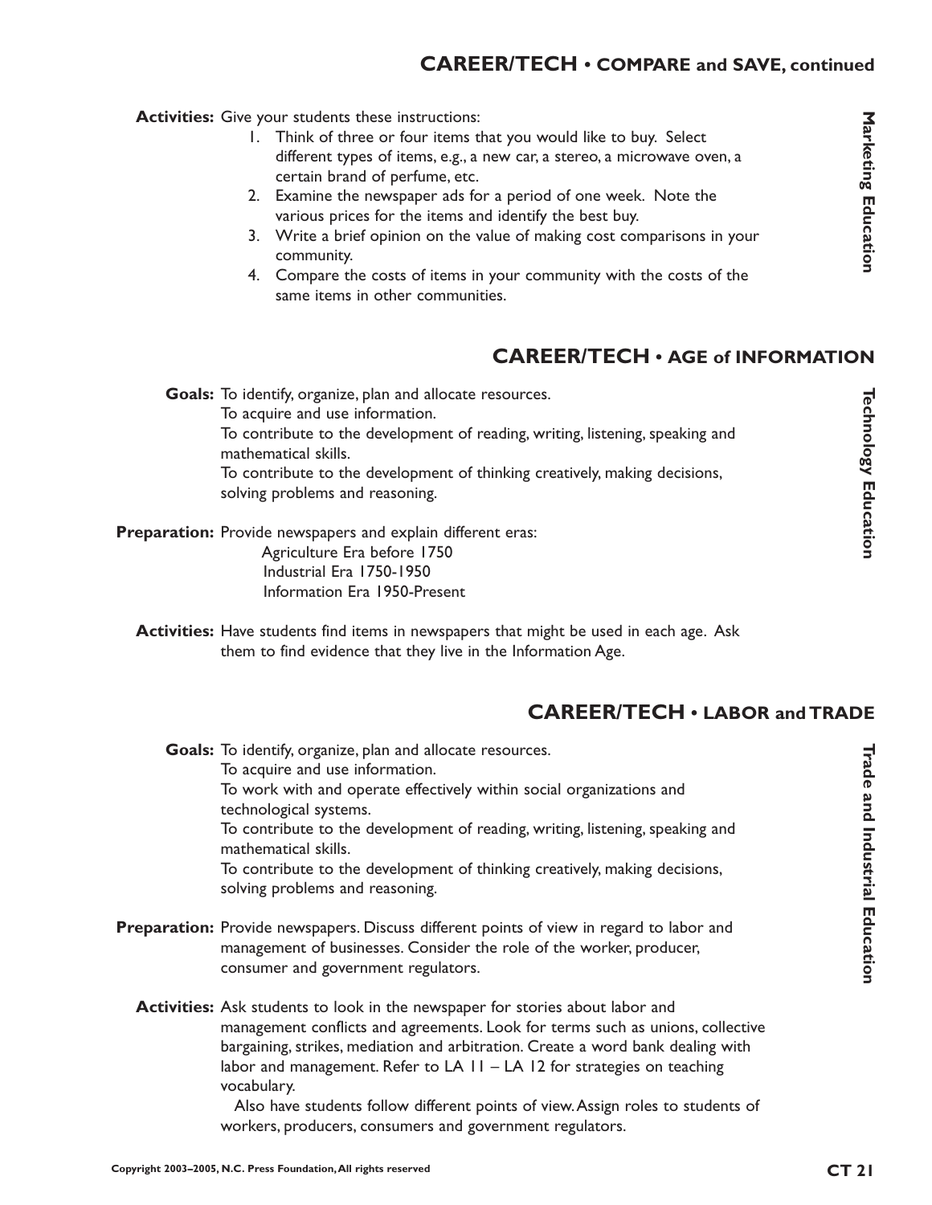## CAREER/TECH • COMPARE and SAVE, continued

**Activities:** Give your students these instructions:

1. Think of three or four items that you would like to buy. Select different types of items, e.g., a new car, a stereo, a microwave oven, a certain brand of perfume, etc.
2. Examine the newspaper ads for a period of one week. Note the various prices for the items and identify the best buy.
3. Write a brief opinion on the value of making cost comparisons in your community.
4. Compare the costs of items in your community with the costs of the same items in other communities.

Marketing Education

## CAREER/TECH • AGE of INFORMATION

**Goals:** To identify, organize, plan and allocate resources.
To acquire and use information.
To contribute to the development of reading, writing, listening, speaking and mathematical skills.
To contribute to the development of thinking creatively, making decisions, solving problems and reasoning.

**Preparation:** Provide newspapers and explain different eras:
Agriculture Era before 1750
Industrial Era 1750-1950
Information Era 1950-Present

**Activities:** Have students find items in newspapers that might be used in each age. Ask them to find evidence that they live in the Information Age.

Technology Education

## CAREER/TECH • LABOR and TRADE

**Goals:** To identify, organize, plan and allocate resources.
To acquire and use information.
To work with and operate effectively within social organizations and technological systems.
To contribute to the development of reading, writing, listening, speaking and mathematical skills.
To contribute to the development of thinking creatively, making decisions, solving problems and reasoning.

**Preparation:** Provide newspapers. Discuss different points of view in regard to labor and management of businesses. Consider the role of the worker, producer, consumer and government regulators.

**Activities:** Ask students to look in the newspaper for stories about labor and management conflicts and agreements. Look for terms such as unions, collective bargaining, strikes, mediation and arbitration. Create a word bank dealing with labor and management. Refer to LA 11 – LA 12 for strategies on teaching vocabulary.

Also have students follow different points of view. Assign roles to students of workers, producers, consumers and government regulators.

Trade and Industrial Education

Copyright 2003–2005, N.C. Press Foundation, All rights reserved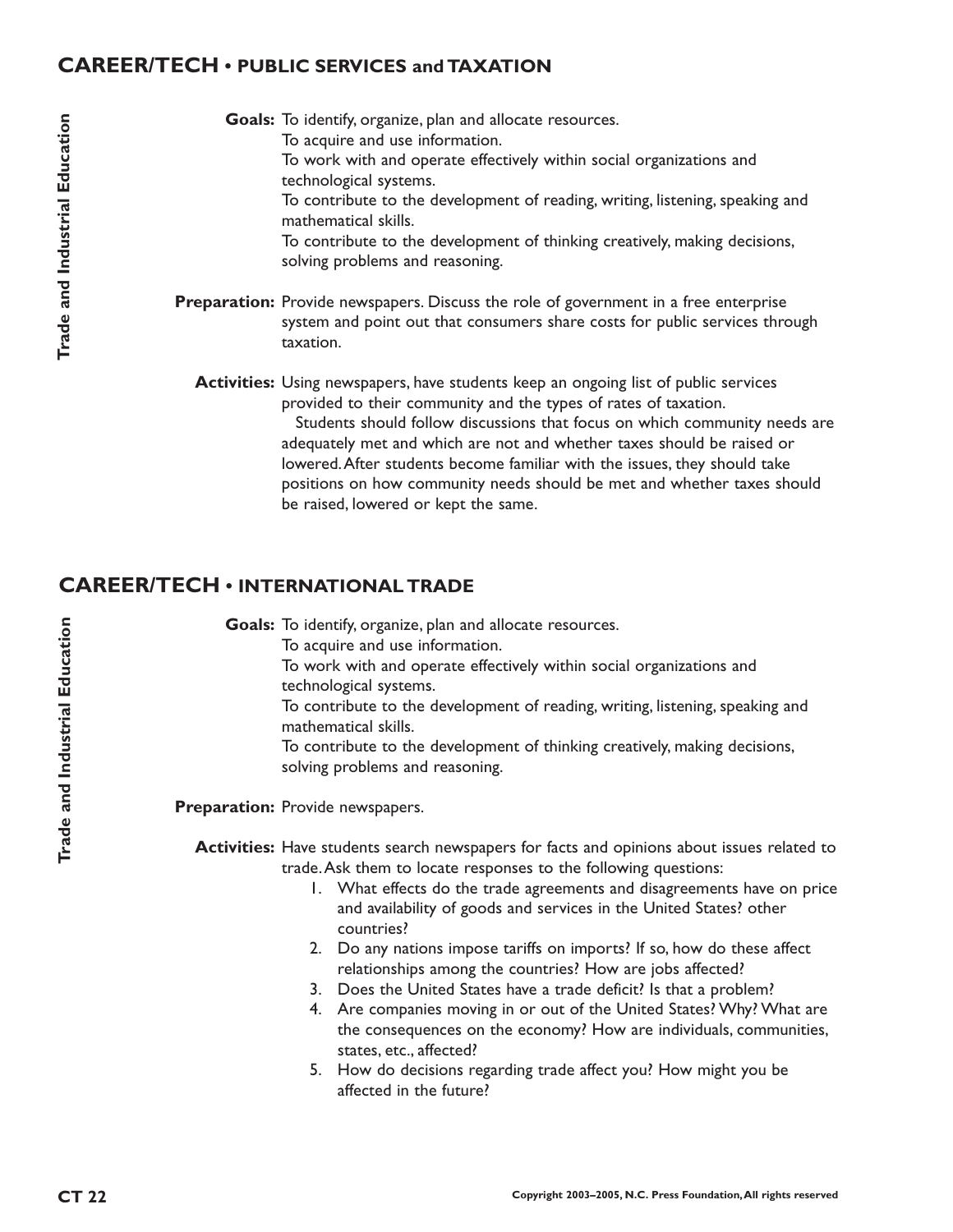## CAREER/TECH • PUBLIC SERVICES and TAXATION

Trade and Industrial Education

**Goals:** To identify, organize, plan and allocate resources.
To acquire and use information.
To work with and operate effectively within social organizations and technological systems.
To contribute to the development of reading, writing, listening, speaking and mathematical skills.
To contribute to the development of thinking creatively, making decisions, solving problems and reasoning.

**Preparation:** Provide newspapers. Discuss the role of government in a free enterprise system and point out that consumers share costs for public services through taxation.

**Activities:** Using newspapers, have students keep an ongoing list of public services provided to their community and the types of rates of taxation.

Students should follow discussions that focus on which community needs are adequately met and which are not and whether taxes should be raised or lowered. After students become familiar with the issues, they should take positions on how community needs should be met and whether taxes should be raised, lowered or kept the same.

## CAREER/TECH • INTERNATIONAL TRADE

Trade and Industrial Education

**Goals:** To identify, organize, plan and allocate resources.
To acquire and use information.
To work with and operate effectively within social organizations and technological systems.
To contribute to the development of reading, writing, listening, speaking and mathematical skills.
To contribute to the development of thinking creatively, making decisions, solving problems and reasoning.

**Preparation:** Provide newspapers.

**Activities:** Have students search newspapers for facts and opinions about issues related to trade. Ask them to locate responses to the following questions:

1. What effects do the trade agreements and disagreements have on price and availability of goods and services in the United States? other countries?
2. Do any nations impose tariffs on imports? If so, how do these affect relationships among the countries? How are jobs affected?
3. Does the United States have a trade deficit? Is that a problem?
4. Are companies moving in or out of the United States? Why? What are the consequences on the economy? How are individuals, communities, states, etc., affected?
5. How do decisions regarding trade affect you? How might you be affected in the future?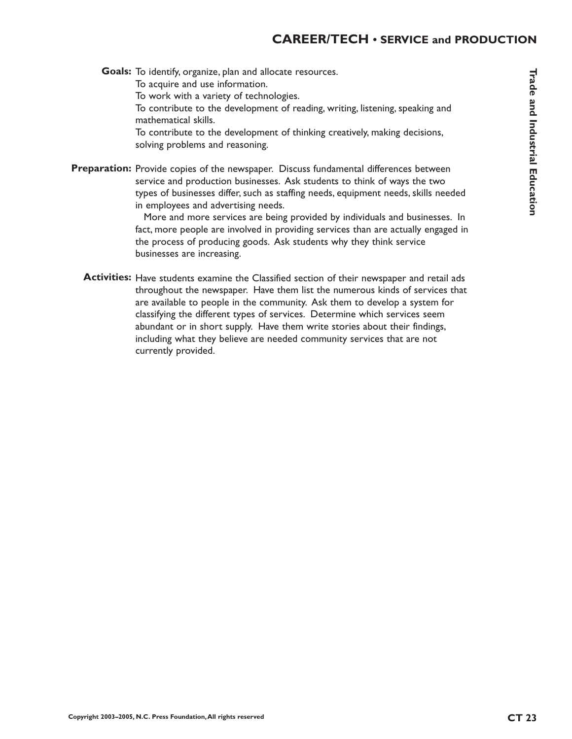# CAREER/TECH • SERVICE and PRODUCTION

**Goals:** To identify, organize, plan and allocate resources.
To acquire and use information.
To work with a variety of technologies.
To contribute to the development of reading, writing, listening, speaking and mathematical skills.
To contribute to the development of thinking creatively, making decisions, solving problems and reasoning.

**Preparation:** Provide copies of the newspaper. Discuss fundamental differences between service and production businesses. Ask students to think of ways the two types of businesses differ, such as staffing needs, equipment needs, skills needed in employees and advertising needs.

More and more services are being provided by individuals and businesses. In fact, more people are involved in providing services than are actually engaged in the process of producing goods. Ask students why they think service businesses are increasing.

**Activities:** Have students examine the Classified section of their newspaper and retail ads throughout the newspaper. Have them list the numerous kinds of services that are available to people in the community. Ask them to develop a system for classifying the different types of services. Determine which services seem abundant or in short supply. Have them write stories about their findings, including what they believe are needed community services that are not currently provided.